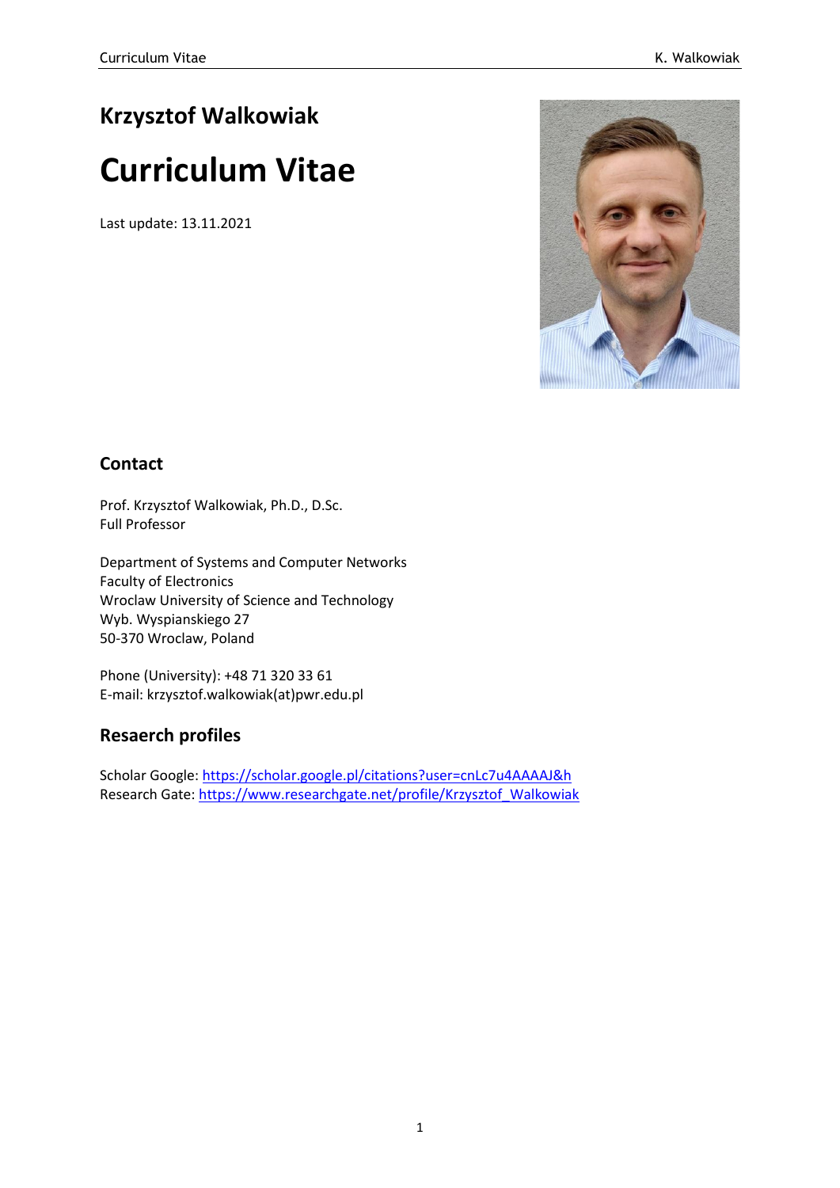# Krzysztof Walkowiak

# Curriculum Vitae

Last update: 13.11.2021

## Contact

Prof. Krzysztof Walkowiak, Ph.D., D.Sc.
Full Professor

Department of Systems and Computer Networks
Faculty of Electronics
Wroclaw University of Science and Technology
Wyb. Wyspianskiego 27
50-370 Wroclaw, Poland

Phone (University): +48 71 320 33 61
E-mail: krzysztof.walkowiak(at)pwr.edu.pl

## Resaerch profiles

Scholar Google: https://scholar.google.pl/citations?user=cnLc7u4AAAAJ&h
Research Gate: https://www.researchgate.net/profile/Krzysztof_Walkowiak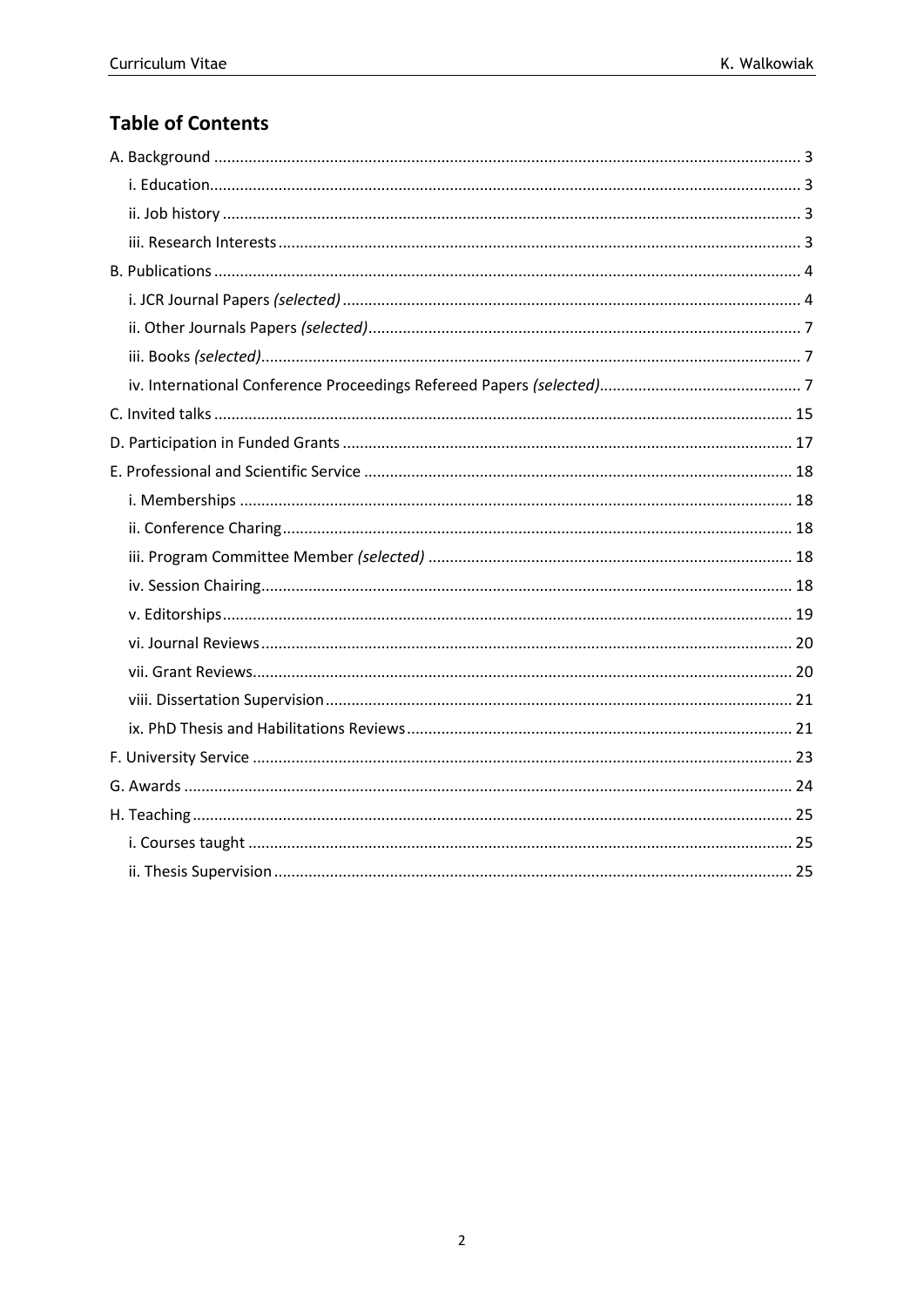## Table of Contents

- A. Background ..... 3
  - i. Education ..... 3
  - ii. Job history ..... 3
  - iii. Research Interests ..... 3
- B. Publications ..... 4
  - i. JCR Journal Papers *(selected)* ..... 4
  - ii. Other Journals Papers *(selected)* ..... 7
  - iii. Books *(selected)* ..... 7
  - iv. International Conference Proceedings Refereed Papers *(selected)* ..... 7
- C. Invited talks ..... 15
- D. Participation in Funded Grants ..... 17
- E. Professional and Scientific Service ..... 18
  - i. Memberships ..... 18
  - ii. Conference Charing ..... 18
  - iii. Program Committee Member *(selected)* ..... 18
  - iv. Session Chairing ..... 18
  - v. Editorships ..... 19
  - vi. Journal Reviews ..... 20
  - vii. Grant Reviews ..... 20
  - viii. Dissertation Supervision ..... 21
  - ix. PhD Thesis and Habilitations Reviews ..... 21
- F. University Service ..... 23
- G. Awards ..... 24
- H. Teaching ..... 25
  - i. Courses taught ..... 25
  - ii. Thesis Supervision ..... 25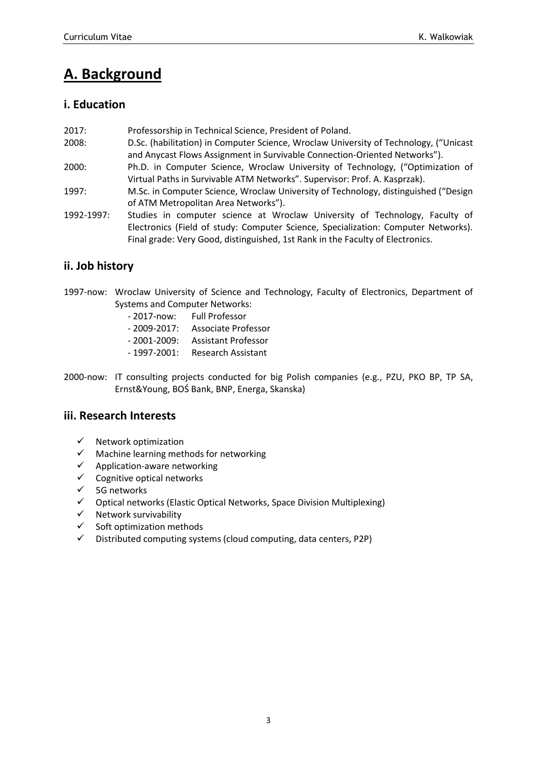# A. Background

## i. Education

2017: Professorship in Technical Science, President of Poland.

2008: D.Sc. (habilitation) in Computer Science, Wroclaw University of Technology, ("Unicast and Anycast Flows Assignment in Survivable Connection-Oriented Networks").

2000: Ph.D. in Computer Science, Wroclaw University of Technology, ("Optimization of Virtual Paths in Survivable ATM Networks". Supervisor: Prof. A. Kasprzak).

1997: M.Sc. in Computer Science, Wroclaw University of Technology, distinguished ("Design of ATM Metropolitan Area Networks").

1992-1997: Studies in computer science at Wroclaw University of Technology, Faculty of Electronics (Field of study: Computer Science, Specialization: Computer Networks). Final grade: Very Good, distinguished, 1st Rank in the Faculty of Electronics.

## ii. Job history

1997-now: Wroclaw University of Science and Technology, Faculty of Electronics, Department of Systems and Computer Networks:

- 2017-now: Full Professor
- 2009-2017: Associate Professor
- 2001-2009: Assistant Professor
- 1997-2001: Research Assistant

2000-now: IT consulting projects conducted for big Polish companies (e.g., PZU, PKO BP, TP SA, Ernst&Young, BOŚ Bank, BNP, Energa, Skanska)

## iii. Research Interests

- ✓ Network optimization
- ✓ Machine learning methods for networking
- ✓ Application-aware networking
- ✓ Cognitive optical networks
- ✓ 5G networks
- ✓ Optical networks (Elastic Optical Networks, Space Division Multiplexing)
- ✓ Network survivability
- ✓ Soft optimization methods
- ✓ Distributed computing systems (cloud computing, data centers, P2P)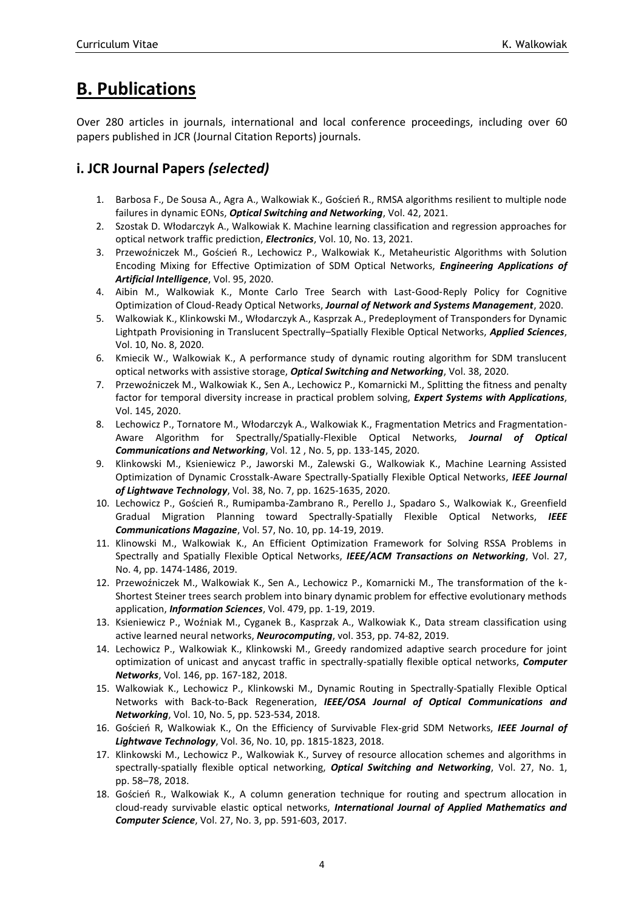# B. Publications

Over 280 articles in journals, international and local conference proceedings, including over 60 papers published in JCR (Journal Citation Reports) journals.

## i. JCR Journal Papers *(selected)*

1. Barbosa F., De Sousa A., Agra A., Walkowiak K., Goścień R., RMSA algorithms resilient to multiple node failures in dynamic EONs, ***Optical Switching and Networking***, Vol. 42, 2021.
2. Szostak D. Włodarczyk A., Walkowiak K. Machine learning classification and regression approaches for optical network traffic prediction, ***Electronics***, Vol. 10, No. 13, 2021.
3. Przewoźniczek M., Goścień R., Lechowicz P., Walkowiak K., Metaheuristic Algorithms with Solution Encoding Mixing for Effective Optimization of SDM Optical Networks, ***Engineering Applications of Artificial Intelligence***, Vol. 95, 2020.
4. Aibin M., Walkowiak K., Monte Carlo Tree Search with Last-Good-Reply Policy for Cognitive Optimization of Cloud-Ready Optical Networks, ***Journal of Network and Systems Management***, 2020.
5. Walkowiak K., Klinkowski M., Włodarczyk A., Kasprzak A., Predeployment of Transponders for Dynamic Lightpath Provisioning in Translucent Spectrally–Spatially Flexible Optical Networks, ***Applied Sciences***, Vol. 10, No. 8, 2020.
6. Kmiecik W., Walkowiak K., A performance study of dynamic routing algorithm for SDM translucent optical networks with assistive storage, ***Optical Switching and Networking***, Vol. 38, 2020.
7. Przewoźniczek M., Walkowiak K., Sen A., Lechowicz P., Komarnicki M., Splitting the fitness and penalty factor for temporal diversity increase in practical problem solving, ***Expert Systems with Applications***, Vol. 145, 2020.
8. Lechowicz P., Tornatore M., Włodarczyk A., Walkowiak K., Fragmentation Metrics and Fragmentation-Aware Algorithm for Spectrally/Spatially-Flexible Optical Networks, ***Journal of Optical Communications and Networking***, Vol. 12 , No. 5, pp. 133-145, 2020.
9. Klinkowski M., Ksieniewicz P., Jaworski M., Zalewski G., Walkowiak K., Machine Learning Assisted Optimization of Dynamic Crosstalk-Aware Spectrally-Spatially Flexible Optical Networks, ***IEEE Journal of Lightwave Technology***, Vol. 38, No. 7, pp. 1625-1635, 2020.
10. Lechowicz P., Goścień R., Rumipamba-Zambrano R., Perello J., Spadaro S., Walkowiak K., Greenfield Gradual Migration Planning toward Spectrally-Spatially Flexible Optical Networks, ***IEEE Communications Magazine***, Vol. 57, No. 10, pp. 14-19, 2019.
11. Klinowski M., Walkowiak K., An Efficient Optimization Framework for Solving RSSA Problems in Spectrally and Spatially Flexible Optical Networks, ***IEEE/ACM Transactions on Networking***, Vol. 27, No. 4, pp. 1474-1486, 2019.
12. Przewoźniczek M., Walkowiak K., Sen A., Lechowicz P., Komarnicki M., The transformation of the k-Shortest Steiner trees search problem into binary dynamic problem for effective evolutionary methods application, ***Information Sciences***, Vol. 479, pp. 1-19, 2019.
13. Ksieniewicz P., Woźniak M., Cyganek B., Kasprzak A., Walkowiak K., Data stream classification using active learned neural networks, ***Neurocomputing***, vol. 353, pp. 74-82, 2019.
14. Lechowicz P., Walkowiak K., Klinkowski M., Greedy randomized adaptive search procedure for joint optimization of unicast and anycast traffic in spectrally-spatially flexible optical networks, ***Computer Networks***, Vol. 146, pp. 167-182, 2018.
15. Walkowiak K., Lechowicz P., Klinkowski M., Dynamic Routing in Spectrally-Spatially Flexible Optical Networks with Back-to-Back Regeneration, ***IEEE/OSA Journal of Optical Communications and Networking***, Vol. 10, No. 5, pp. 523-534, 2018.
16. Goścień R, Walkowiak K., On the Efficiency of Survivable Flex-grid SDM Networks, ***IEEE Journal of Lightwave Technology***, Vol. 36, No. 10, pp. 1815-1823, 2018.
17. Klinkowski M., Lechowicz P., Walkowiak K., Survey of resource allocation schemes and algorithms in spectrally-spatially flexible optical networking, ***Optical Switching and Networking***, Vol. 27, No. 1, pp. 58–78, 2018.
18. Goścień R., Walkowiak K., A column generation technique for routing and spectrum allocation in cloud-ready survivable elastic optical networks, ***International Journal of Applied Mathematics and Computer Science***, Vol. 27, No. 3, pp. 591-603, 2017.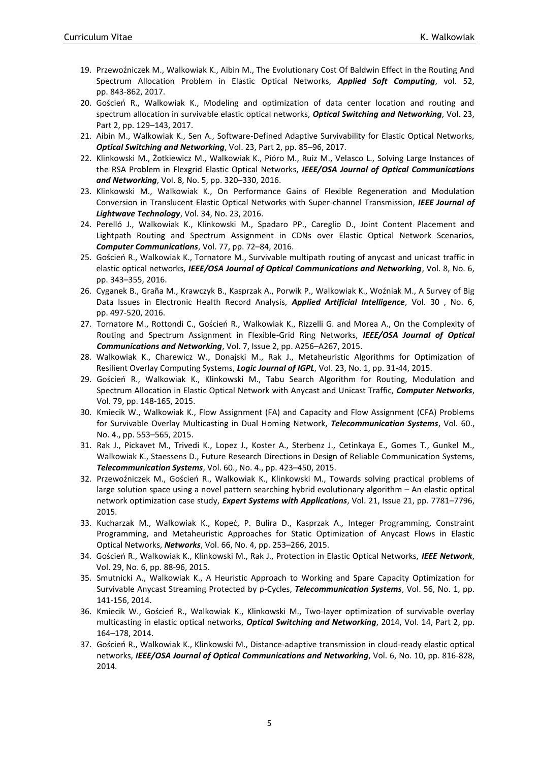19. Przewoźniczek M., Walkowiak K., Aibin M., The Evolutionary Cost Of Baldwin Effect in the Routing And Spectrum Allocation Problem in Elastic Optical Networks, ***Applied Soft Computing***, vol. 52, pp. 843-862, 2017.
20. Goścień R., Walkowiak K., Modeling and optimization of data center location and routing and spectrum allocation in survivable elastic optical networks, ***Optical Switching and Networking***, Vol. 23, Part 2, pp. 129–143, 2017.
21. Aibin M., Walkowiak K., Sen A., Software-Defined Adaptive Survivability for Elastic Optical Networks, ***Optical Switching and Networking***, Vol. 23, Part 2, pp. 85–96, 2017.
22. Klinkowski M., Żotkiewicz M., Walkowiak K., Pióro M., Ruiz M., Velasco L., Solving Large Instances of the RSA Problem in Flexgrid Elastic Optical Networks, ***IEEE/OSA Journal of Optical Communications and Networking***, Vol. 8, No. 5, pp. 320–330, 2016.
23. Klinkowski M., Walkowiak K., On Performance Gains of Flexible Regeneration and Modulation Conversion in Translucent Elastic Optical Networks with Super-channel Transmission, ***IEEE Journal of Lightwave Technology***, Vol. 34, No. 23, 2016.
24. Perelló J., Walkowiak K., Klinkowski M., Spadaro PP., Careglio D., Joint Content Placement and Lightpath Routing and Spectrum Assignment in CDNs over Elastic Optical Network Scenarios, ***Computer Communications***, Vol. 77, pp. 72–84, 2016.
25. Goścień R., Walkowiak K., Tornatore M., Survivable multipath routing of anycast and unicast traffic in elastic optical networks, ***IEEE/OSA Journal of Optical Communications and Networking***, Vol. 8, No. 6, pp. 343–355, 2016.
26. Cyganek B., Graña M., Krawczyk B., Kasprzak A., Porwik P., Walkowiak K., Woźniak M., A Survey of Big Data Issues in Electronic Health Record Analysis, ***Applied Artificial Intelligence***, Vol. 30 , No. 6, pp. 497-520, 2016.
27. Tornatore M., Rottondi C., Goścień R., Walkowiak K., Rizzelli G. and Morea A., On the Complexity of Routing and Spectrum Assignment in Flexible-Grid Ring Networks, ***IEEE/OSA Journal of Optical Communications and Networking***, Vol. 7, Issue 2, pp. A256–A267, 2015.
28. Walkowiak K., Charewicz W., Donajski M., Rak J., Metaheuristic Algorithms for Optimization of Resilient Overlay Computing Systems, ***Logic Journal of IGPL***, Vol. 23, No. 1, pp. 31-44, 2015.
29. Goścień R., Walkowiak K., Klinkowski M., Tabu Search Algorithm for Routing, Modulation and Spectrum Allocation in Elastic Optical Network with Anycast and Unicast Traffic, ***Computer Networks***, Vol. 79, pp. 148-165, 2015.
30. Kmiecik W., Walkowiak K., Flow Assignment (FA) and Capacity and Flow Assignment (CFA) Problems for Survivable Overlay Multicasting in Dual Homing Network, ***Telecommunication Systems***, Vol. 60., No. 4., pp. 553–565, 2015.
31. Rak J., Pickavet M., Trivedi K., Lopez J., Koster A., Sterbenz J., Cetinkaya E., Gomes T., Gunkel M., Walkowiak K., Staessens D., Future Research Directions in Design of Reliable Communication Systems, ***Telecommunication Systems***, Vol. 60., No. 4., pp. 423–450, 2015.
32. Przewoźniczek M., Goścień R., Walkowiak K., Klinkowski M., Towards solving practical problems of large solution space using a novel pattern searching hybrid evolutionary algorithm – An elastic optical network optimization case study, ***Expert Systems with Applications***, Vol. 21, Issue 21, pp. 7781–7796, 2015.
33. Kucharzak M., Walkowiak K., Kopeć, P. Bulira D., Kasprzak A., Integer Programming, Constraint Programming, and Metaheuristic Approaches for Static Optimization of Anycast Flows in Elastic Optical Networks, ***Networks***, Vol. 66, No. 4, pp. 253–266, 2015.
34. Goścień R., Walkowiak K., Klinkowski M., Rak J., Protection in Elastic Optical Networks, ***IEEE Network***, Vol. 29, No. 6, pp. 88-96, 2015.
35. Smutnicki A., Walkowiak K., A Heuristic Approach to Working and Spare Capacity Optimization for Survivable Anycast Streaming Protected by p-Cycles, ***Telecommunication Systems***, Vol. 56, No. 1, pp. 141-156, 2014.
36. Kmiecik W., Goścień R., Walkowiak K., Klinkowski M., Two-layer optimization of survivable overlay multicasting in elastic optical networks, ***Optical Switching and Networking***, 2014, Vol. 14, Part 2, pp. 164–178, 2014.
37. Goścień R., Walkowiak K., Klinkowski M., Distance-adaptive transmission in cloud-ready elastic optical networks, ***IEEE/OSA Journal of Optical Communications and Networking***, Vol. 6, No. 10, pp. 816-828, 2014.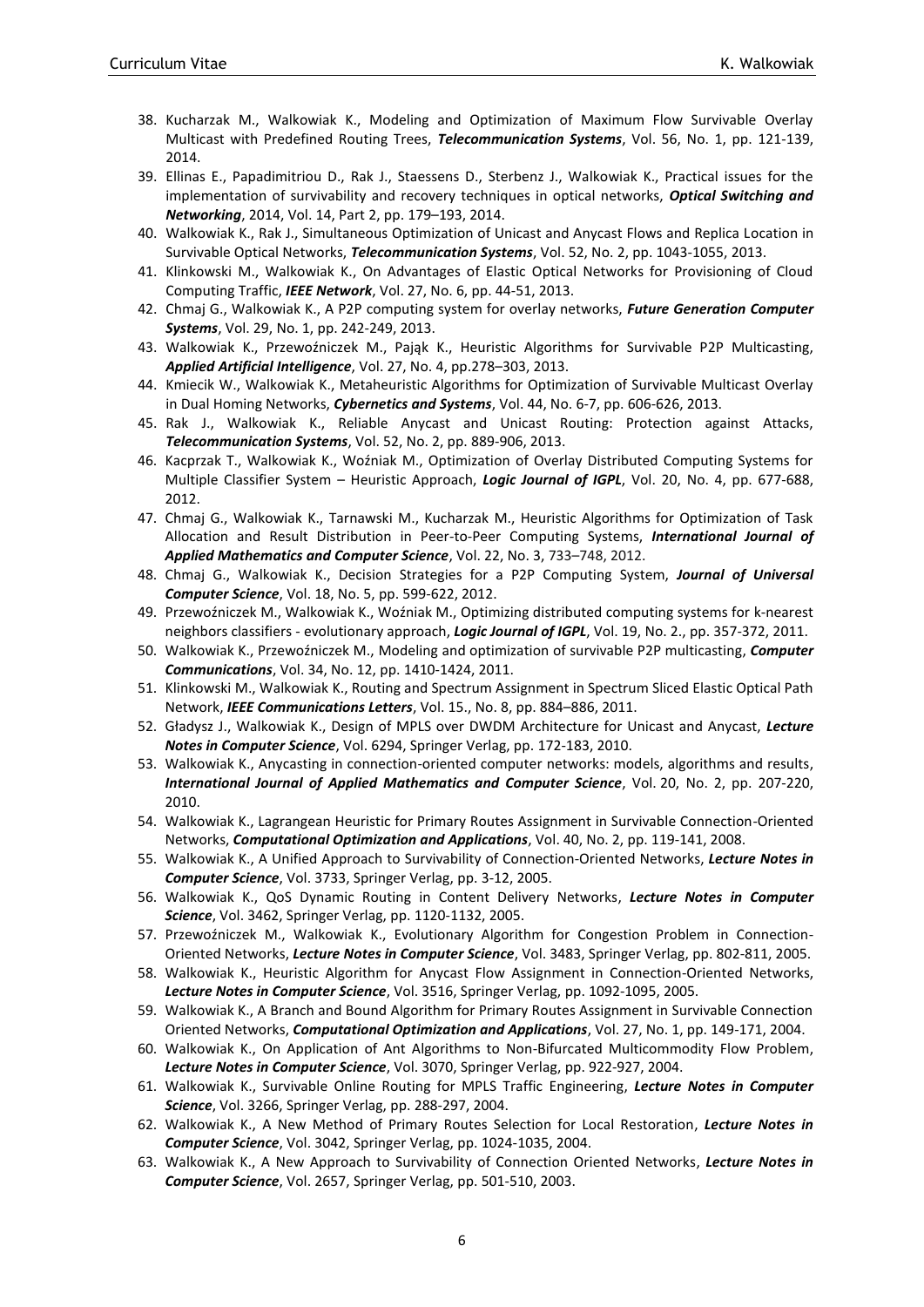38. Kucharzak M., Walkowiak K., Modeling and Optimization of Maximum Flow Survivable Overlay Multicast with Predefined Routing Trees, ***Telecommunication Systems***, Vol. 56, No. 1, pp. 121-139, 2014.
39. Ellinas E., Papadimitriou D., Rak J., Staessens D., Sterbenz J., Walkowiak K., Practical issues for the implementation of survivability and recovery techniques in optical networks, ***Optical Switching and Networking***, 2014, Vol. 14, Part 2, pp. 179–193, 2014.
40. Walkowiak K., Rak J., Simultaneous Optimization of Unicast and Anycast Flows and Replica Location in Survivable Optical Networks, ***Telecommunication Systems***, Vol. 52, No. 2, pp. 1043-1055, 2013.
41. Klinkowski M., Walkowiak K., On Advantages of Elastic Optical Networks for Provisioning of Cloud Computing Traffic, ***IEEE Network***, Vol. 27, No. 6, pp. 44-51, 2013.
42. Chmaj G., Walkowiak K., A P2P computing system for overlay networks, ***Future Generation Computer Systems***, Vol. 29, No. 1, pp. 242-249, 2013.
43. Walkowiak K., Przewoźniczek M., Pająk K., Heuristic Algorithms for Survivable P2P Multicasting, ***Applied Artificial Intelligence***, Vol. 27, No. 4, pp.278–303, 2013.
44. Kmiecik W., Walkowiak K., Metaheuristic Algorithms for Optimization of Survivable Multicast Overlay in Dual Homing Networks, ***Cybernetics and Systems***, Vol. 44, No. 6-7, pp. 606-626, 2013.
45. Rak J., Walkowiak K., Reliable Anycast and Unicast Routing: Protection against Attacks, ***Telecommunication Systems***, Vol. 52, No. 2, pp. 889-906, 2013.
46. Kacprzak T., Walkowiak K., Woźniak M., Optimization of Overlay Distributed Computing Systems for Multiple Classifier System – Heuristic Approach, ***Logic Journal of IGPL***, Vol. 20, No. 4, pp. 677-688, 2012.
47. Chmaj G., Walkowiak K., Tarnawski M., Kucharzak M., Heuristic Algorithms for Optimization of Task Allocation and Result Distribution in Peer-to-Peer Computing Systems, ***International Journal of Applied Mathematics and Computer Science***, Vol. 22, No. 3, 733–748, 2012.
48. Chmaj G., Walkowiak K., Decision Strategies for a P2P Computing System, ***Journal of Universal Computer Science***, Vol. 18, No. 5, pp. 599-622, 2012.
49. Przewoźniczek M., Walkowiak K., Woźniak M., Optimizing distributed computing systems for k-nearest neighbors classifiers - evolutionary approach, ***Logic Journal of IGPL***, Vol. 19, No. 2., pp. 357-372, 2011.
50. Walkowiak K., Przewoźniczek M., Modeling and optimization of survivable P2P multicasting, ***Computer Communications***, Vol. 34, No. 12, pp. 1410-1424, 2011.
51. Klinkowski M., Walkowiak K., Routing and Spectrum Assignment in Spectrum Sliced Elastic Optical Path Network, ***IEEE Communications Letters***, Vol. 15., No. 8, pp. 884–886, 2011.
52. Gładysz J., Walkowiak K., Design of MPLS over DWDM Architecture for Unicast and Anycast, ***Lecture Notes in Computer Science***, Vol. 6294, Springer Verlag, pp. 172-183, 2010.
53. Walkowiak K., Anycasting in connection-oriented computer networks: models, algorithms and results, ***International Journal of Applied Mathematics and Computer Science***, Vol. 20, No. 2, pp. 207-220, 2010.
54. Walkowiak K., Lagrangean Heuristic for Primary Routes Assignment in Survivable Connection-Oriented Networks, ***Computational Optimization and Applications***, Vol. 40, No. 2, pp. 119-141, 2008.
55. Walkowiak K., A Unified Approach to Survivability of Connection-Oriented Networks, ***Lecture Notes in Computer Science***, Vol. 3733, Springer Verlag, pp. 3-12, 2005.
56. Walkowiak K., QoS Dynamic Routing in Content Delivery Networks, ***Lecture Notes in Computer Science***, Vol. 3462, Springer Verlag, pp. 1120-1132, 2005.
57. Przewoźniczek M., Walkowiak K., Evolutionary Algorithm for Congestion Problem in Connection-Oriented Networks, ***Lecture Notes in Computer Science***, Vol. 3483, Springer Verlag, pp. 802-811, 2005.
58. Walkowiak K., Heuristic Algorithm for Anycast Flow Assignment in Connection-Oriented Networks, ***Lecture Notes in Computer Science***, Vol. 3516, Springer Verlag, pp. 1092-1095, 2005.
59. Walkowiak K., A Branch and Bound Algorithm for Primary Routes Assignment in Survivable Connection Oriented Networks, ***Computational Optimization and Applications***, Vol. 27, No. 1, pp. 149-171, 2004.
60. Walkowiak K., On Application of Ant Algorithms to Non-Bifurcated Multicommodity Flow Problem, ***Lecture Notes in Computer Science***, Vol. 3070, Springer Verlag, pp. 922-927, 2004.
61. Walkowiak K., Survivable Online Routing for MPLS Traffic Engineering, ***Lecture Notes in Computer Science***, Vol. 3266, Springer Verlag, pp. 288-297, 2004.
62. Walkowiak K., A New Method of Primary Routes Selection for Local Restoration, ***Lecture Notes in Computer Science***, Vol. 3042, Springer Verlag, pp. 1024-1035, 2004.
63. Walkowiak K., A New Approach to Survivability of Connection Oriented Networks, ***Lecture Notes in Computer Science***, Vol. 2657, Springer Verlag, pp. 501-510, 2003.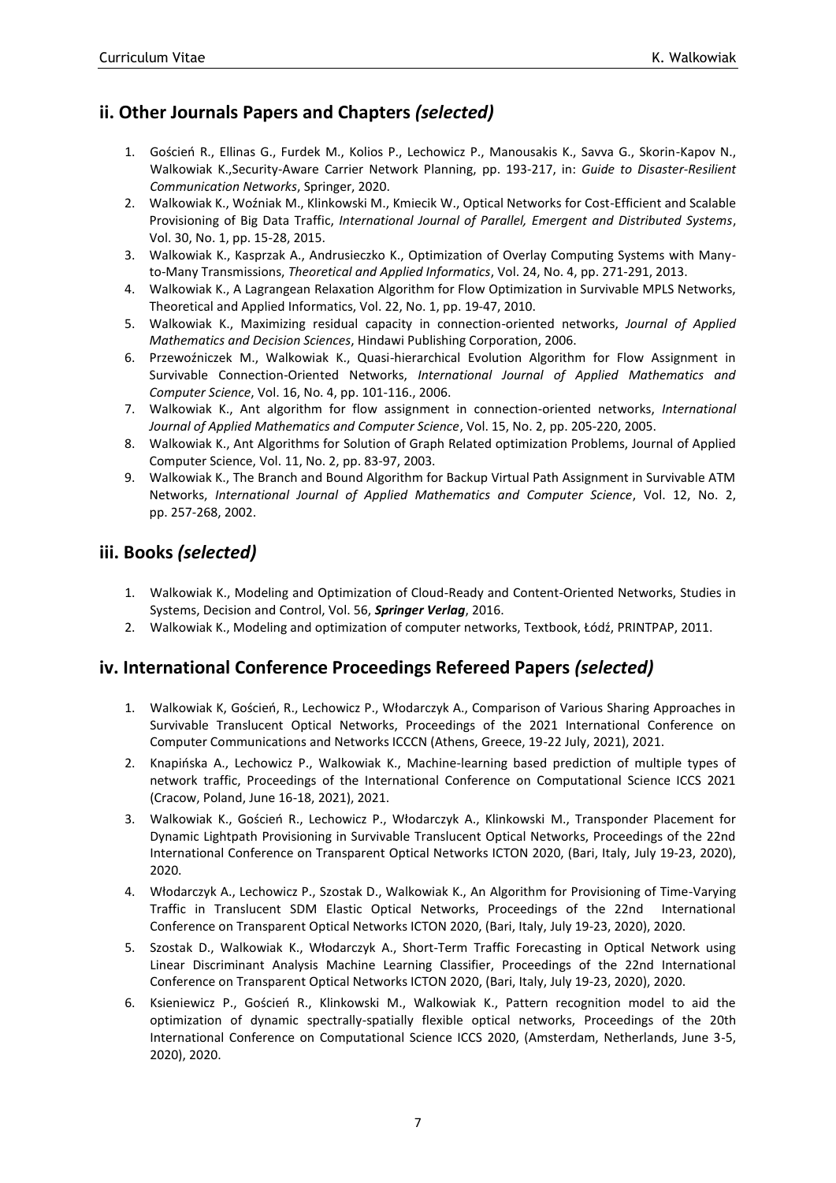## ii. Other Journals Papers and Chapters *(selected)*

1. Goścień R., Ellinas G., Furdek M., Kolios P., Lechowicz P., Manousakis K., Savva G., Skorin-Kapov N., Walkowiak K.,Security-Aware Carrier Network Planning, pp. 193-217, in: *Guide to Disaster-Resilient Communication Networks*, Springer, 2020.
2. Walkowiak K., Woźniak M., Klinkowski M., Kmiecik W., Optical Networks for Cost-Efficient and Scalable Provisioning of Big Data Traffic, *International Journal of Parallel, Emergent and Distributed Systems*, Vol. 30, No. 1, pp. 15-28, 2015.
3. Walkowiak K., Kasprzak A., Andrusieczko K., Optimization of Overlay Computing Systems with Many-to-Many Transmissions, *Theoretical and Applied Informatics*, Vol. 24, No. 4, pp. 271-291, 2013.
4. Walkowiak K., A Lagrangean Relaxation Algorithm for Flow Optimization in Survivable MPLS Networks, Theoretical and Applied Informatics, Vol. 22, No. 1, pp. 19-47, 2010.
5. Walkowiak K., Maximizing residual capacity in connection-oriented networks, *Journal of Applied Mathematics and Decision Sciences*, Hindawi Publishing Corporation, 2006.
6. Przewoźniczek M., Walkowiak K., Quasi-hierarchical Evolution Algorithm for Flow Assignment in Survivable Connection-Oriented Networks, *International Journal of Applied Mathematics and Computer Science*, Vol. 16, No. 4, pp. 101-116., 2006.
7. Walkowiak K., Ant algorithm for flow assignment in connection-oriented networks, *International Journal of Applied Mathematics and Computer Science*, Vol. 15, No. 2, pp. 205-220, 2005.
8. Walkowiak K., Ant Algorithms for Solution of Graph Related optimization Problems, Journal of Applied Computer Science, Vol. 11, No. 2, pp. 83-97, 2003.
9. Walkowiak K., The Branch and Bound Algorithm for Backup Virtual Path Assignment in Survivable ATM Networks, *International Journal of Applied Mathematics and Computer Science*, Vol. 12, No. 2, pp. 257-268, 2002.

## iii. Books *(selected)*

1. Walkowiak K., Modeling and Optimization of Cloud-Ready and Content-Oriented Networks, Studies in Systems, Decision and Control, Vol. 56, ***Springer Verlag***, 2016.
2. Walkowiak K., Modeling and optimization of computer networks, Textbook, Łódź, PRINTPAP, 2011.

## iv. International Conference Proceedings Refereed Papers *(selected)*

1. Walkowiak K, Goścień, R., Lechowicz P., Włodarczyk A., Comparison of Various Sharing Approaches in Survivable Translucent Optical Networks, Proceedings of the 2021 International Conference on Computer Communications and Networks ICCCN (Athens, Greece, 19-22 July, 2021), 2021.
2. Knapińska A., Lechowicz P., Walkowiak K., Machine-learning based prediction of multiple types of network traffic, Proceedings of the International Conference on Computational Science ICCS 2021 (Cracow, Poland, June 16-18, 2021), 2021.
3. Walkowiak K., Goścień R., Lechowicz P., Włodarczyk A., Klinkowski M., Transponder Placement for Dynamic Lightpath Provisioning in Survivable Translucent Optical Networks, Proceedings of the 22nd International Conference on Transparent Optical Networks ICTON 2020, (Bari, Italy, July 19-23, 2020), 2020.
4. Włodarczyk A., Lechowicz P., Szostak D., Walkowiak K., An Algorithm for Provisioning of Time-Varying Traffic in Translucent SDM Elastic Optical Networks, Proceedings of the 22nd International Conference on Transparent Optical Networks ICTON 2020, (Bari, Italy, July 19-23, 2020), 2020.
5. Szostak D., Walkowiak K., Włodarczyk A., Short-Term Traffic Forecasting in Optical Network using Linear Discriminant Analysis Machine Learning Classifier, Proceedings of the 22nd International Conference on Transparent Optical Networks ICTON 2020, (Bari, Italy, July 19-23, 2020), 2020.
6. Ksieniewicz P., Goścień R., Klinkowski M., Walkowiak K., Pattern recognition model to aid the optimization of dynamic spectrally-spatially flexible optical networks, Proceedings of the 20th International Conference on Computational Science ICCS 2020, (Amsterdam, Netherlands, June 3-5, 2020), 2020.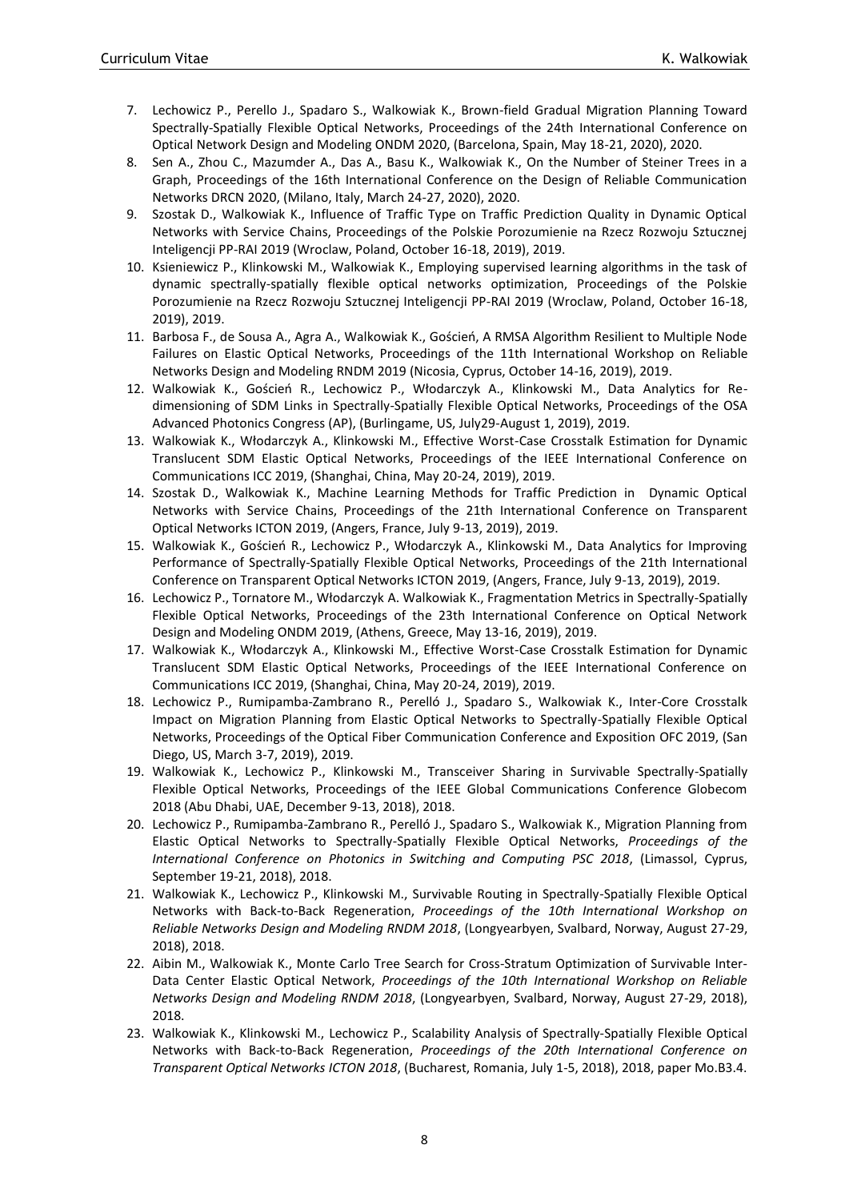7. Lechowicz P., Perello J., Spadaro S., Walkowiak K., Brown-field Gradual Migration Planning Toward Spectrally-Spatially Flexible Optical Networks, Proceedings of the 24th International Conference on Optical Network Design and Modeling ONDM 2020, (Barcelona, Spain, May 18-21, 2020), 2020.
8. Sen A., Zhou C., Mazumder A., Das A., Basu K., Walkowiak K., On the Number of Steiner Trees in a Graph, Proceedings of the 16th International Conference on the Design of Reliable Communication Networks DRCN 2020, (Milano, Italy, March 24-27, 2020), 2020.
9. Szostak D., Walkowiak K., Influence of Traffic Type on Traffic Prediction Quality in Dynamic Optical Networks with Service Chains, Proceedings of the Polskie Porozumienie na Rzecz Rozwoju Sztucznej Inteligencji PP-RAI 2019 (Wroclaw, Poland, October 16-18, 2019), 2019.
10. Ksieniewicz P., Klinkowski M., Walkowiak K., Employing supervised learning algorithms in the task of dynamic spectrally-spatially flexible optical networks optimization, Proceedings of the Polskie Porozumienie na Rzecz Rozwoju Sztucznej Inteligencji PP-RAI 2019 (Wroclaw, Poland, October 16-18, 2019), 2019.
11. Barbosa F., de Sousa A., Agra A., Walkowiak K., Goścień, A RMSA Algorithm Resilient to Multiple Node Failures on Elastic Optical Networks, Proceedings of the 11th International Workshop on Reliable Networks Design and Modeling RNDM 2019 (Nicosia, Cyprus, October 14-16, 2019), 2019.
12. Walkowiak K., Goścień R., Lechowicz P., Włodarczyk A., Klinkowski M., Data Analytics for Re-dimensioning of SDM Links in Spectrally-Spatially Flexible Optical Networks, Proceedings of the OSA Advanced Photonics Congress (AP), (Burlingame, US, July29-August 1, 2019), 2019.
13. Walkowiak K., Włodarczyk A., Klinkowski M., Effective Worst-Case Crosstalk Estimation for Dynamic Translucent SDM Elastic Optical Networks, Proceedings of the IEEE International Conference on Communications ICC 2019, (Shanghai, China, May 20-24, 2019), 2019.
14. Szostak D., Walkowiak K., Machine Learning Methods for Traffic Prediction in Dynamic Optical Networks with Service Chains, Proceedings of the 21th International Conference on Transparent Optical Networks ICTON 2019, (Angers, France, July 9-13, 2019), 2019.
15. Walkowiak K., Goścień R., Lechowicz P., Włodarczyk A., Klinkowski M., Data Analytics for Improving Performance of Spectrally-Spatially Flexible Optical Networks, Proceedings of the 21th International Conference on Transparent Optical Networks ICTON 2019, (Angers, France, July 9-13, 2019), 2019.
16. Lechowicz P., Tornatore M., Włodarczyk A. Walkowiak K., Fragmentation Metrics in Spectrally-Spatially Flexible Optical Networks, Proceedings of the 23th International Conference on Optical Network Design and Modeling ONDM 2019, (Athens, Greece, May 13-16, 2019), 2019.
17. Walkowiak K., Włodarczyk A., Klinkowski M., Effective Worst-Case Crosstalk Estimation for Dynamic Translucent SDM Elastic Optical Networks, Proceedings of the IEEE International Conference on Communications ICC 2019, (Shanghai, China, May 20-24, 2019), 2019.
18. Lechowicz P., Rumipamba-Zambrano R., Perelló J., Spadaro S., Walkowiak K., Inter-Core Crosstalk Impact on Migration Planning from Elastic Optical Networks to Spectrally-Spatially Flexible Optical Networks, Proceedings of the Optical Fiber Communication Conference and Exposition OFC 2019, (San Diego, US, March 3-7, 2019), 2019.
19. Walkowiak K., Lechowicz P., Klinkowski M., Transceiver Sharing in Survivable Spectrally-Spatially Flexible Optical Networks, Proceedings of the IEEE Global Communications Conference Globecom 2018 (Abu Dhabi, UAE, December 9-13, 2018), 2018.
20. Lechowicz P., Rumipamba-Zambrano R., Perelló J., Spadaro S., Walkowiak K., Migration Planning from Elastic Optical Networks to Spectrally-Spatially Flexible Optical Networks, *Proceedings of the International Conference on Photonics in Switching and Computing PSC 2018*, (Limassol, Cyprus, September 19-21, 2018), 2018.
21. Walkowiak K., Lechowicz P., Klinkowski M., Survivable Routing in Spectrally-Spatially Flexible Optical Networks with Back-to-Back Regeneration, *Proceedings of the 10th International Workshop on Reliable Networks Design and Modeling RNDM 2018*, (Longyearbyen, Svalbard, Norway, August 27-29, 2018), 2018.
22. Aibin M., Walkowiak K., Monte Carlo Tree Search for Cross-Stratum Optimization of Survivable Inter-Data Center Elastic Optical Network, *Proceedings of the 10th International Workshop on Reliable Networks Design and Modeling RNDM 2018*, (Longyearbyen, Svalbard, Norway, August 27-29, 2018), 2018.
23. Walkowiak K., Klinkowski M., Lechowicz P., Scalability Analysis of Spectrally-Spatially Flexible Optical Networks with Back-to-Back Regeneration, *Proceedings of the 20th International Conference on Transparent Optical Networks ICTON 2018*, (Bucharest, Romania, July 1-5, 2018), 2018, paper Mo.B3.4.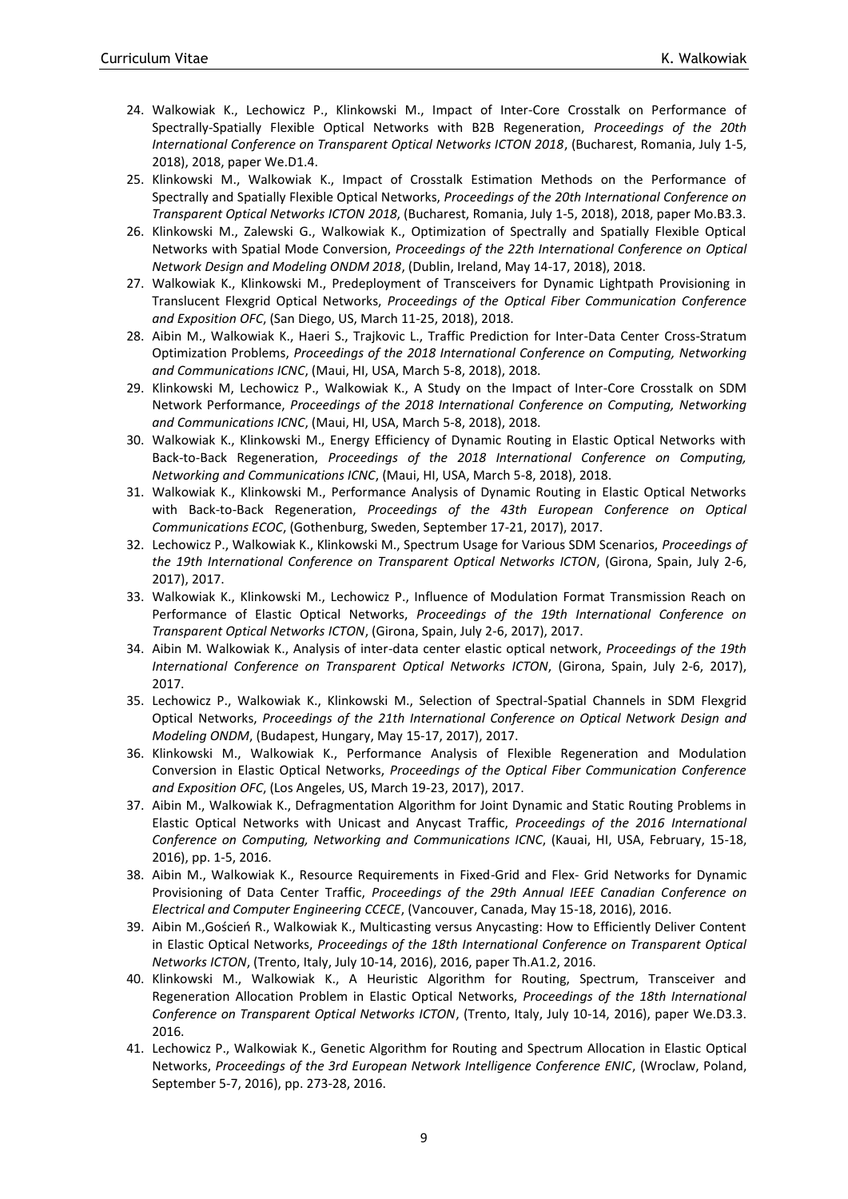24. Walkowiak K., Lechowicz P., Klinkowski M., Impact of Inter-Core Crosstalk on Performance of Spectrally-Spatially Flexible Optical Networks with B2B Regeneration, *Proceedings of the 20th International Conference on Transparent Optical Networks ICTON 2018*, (Bucharest, Romania, July 1-5, 2018), 2018, paper We.D1.4.
25. Klinkowski M., Walkowiak K., Impact of Crosstalk Estimation Methods on the Performance of Spectrally and Spatially Flexible Optical Networks, *Proceedings of the 20th International Conference on Transparent Optical Networks ICTON 2018*, (Bucharest, Romania, July 1-5, 2018), 2018, paper Mo.B3.3.
26. Klinkowski M., Zalewski G., Walkowiak K., Optimization of Spectrally and Spatially Flexible Optical Networks with Spatial Mode Conversion, *Proceedings of the 22th International Conference on Optical Network Design and Modeling ONDM 2018*, (Dublin, Ireland, May 14-17, 2018), 2018.
27. Walkowiak K., Klinkowski M., Predeployment of Transceivers for Dynamic Lightpath Provisioning in Translucent Flexgrid Optical Networks, *Proceedings of the Optical Fiber Communication Conference and Exposition OFC*, (San Diego, US, March 11-25, 2018), 2018.
28. Aibin M., Walkowiak K., Haeri S., Trajkovic L., Traffic Prediction for Inter-Data Center Cross-Stratum Optimization Problems, *Proceedings of the 2018 International Conference on Computing, Networking and Communications ICNC*, (Maui, HI, USA, March 5-8, 2018), 2018.
29. Klinkowski M, Lechowicz P., Walkowiak K., A Study on the Impact of Inter-Core Crosstalk on SDM Network Performance, *Proceedings of the 2018 International Conference on Computing, Networking and Communications ICNC*, (Maui, HI, USA, March 5-8, 2018), 2018.
30. Walkowiak K., Klinkowski M., Energy Efficiency of Dynamic Routing in Elastic Optical Networks with Back-to-Back Regeneration, *Proceedings of the 2018 International Conference on Computing, Networking and Communications ICNC*, (Maui, HI, USA, March 5-8, 2018), 2018.
31. Walkowiak K., Klinkowski M., Performance Analysis of Dynamic Routing in Elastic Optical Networks with Back-to-Back Regeneration, *Proceedings of the 43th European Conference on Optical Communications ECOC*, (Gothenburg, Sweden, September 17-21, 2017), 2017.
32. Lechowicz P., Walkowiak K., Klinkowski M., Spectrum Usage for Various SDM Scenarios, *Proceedings of the 19th International Conference on Transparent Optical Networks ICTON*, (Girona, Spain, July 2-6, 2017), 2017.
33. Walkowiak K., Klinkowski M., Lechowicz P., Influence of Modulation Format Transmission Reach on Performance of Elastic Optical Networks, *Proceedings of the 19th International Conference on Transparent Optical Networks ICTON*, (Girona, Spain, July 2-6, 2017), 2017.
34. Aibin M. Walkowiak K., Analysis of inter-data center elastic optical network, *Proceedings of the 19th International Conference on Transparent Optical Networks ICTON*, (Girona, Spain, July 2-6, 2017), 2017.
35. Lechowicz P., Walkowiak K., Klinkowski M., Selection of Spectral-Spatial Channels in SDM Flexgrid Optical Networks, *Proceedings of the 21th International Conference on Optical Network Design and Modeling ONDM*, (Budapest, Hungary, May 15-17, 2017), 2017.
36. Klinkowski M., Walkowiak K., Performance Analysis of Flexible Regeneration and Modulation Conversion in Elastic Optical Networks, *Proceedings of the Optical Fiber Communication Conference and Exposition OFC*, (Los Angeles, US, March 19-23, 2017), 2017.
37. Aibin M., Walkowiak K., Defragmentation Algorithm for Joint Dynamic and Static Routing Problems in Elastic Optical Networks with Unicast and Anycast Traffic, *Proceedings of the 2016 International Conference on Computing, Networking and Communications ICNC*, (Kauai, HI, USA, February, 15-18, 2016), pp. 1-5, 2016.
38. Aibin M., Walkowiak K., Resource Requirements in Fixed-Grid and Flex- Grid Networks for Dynamic Provisioning of Data Center Traffic, *Proceedings of the 29th Annual IEEE Canadian Conference on Electrical and Computer Engineering CCECE*, (Vancouver, Canada, May 15-18, 2016), 2016.
39. Aibin M.,Goścień R., Walkowiak K., Multicasting versus Anycasting: How to Efficiently Deliver Content in Elastic Optical Networks, *Proceedings of the 18th International Conference on Transparent Optical Networks ICTON*, (Trento, Italy, July 10-14, 2016), 2016, paper Th.A1.2, 2016.
40. Klinkowski M., Walkowiak K., A Heuristic Algorithm for Routing, Spectrum, Transceiver and Regeneration Allocation Problem in Elastic Optical Networks, *Proceedings of the 18th International Conference on Transparent Optical Networks ICTON*, (Trento, Italy, July 10-14, 2016), paper We.D3.3. 2016.
41. Lechowicz P., Walkowiak K., Genetic Algorithm for Routing and Spectrum Allocation in Elastic Optical Networks, *Proceedings of the 3rd European Network Intelligence Conference ENIC*, (Wroclaw, Poland, September 5-7, 2016), pp. 273-28, 2016.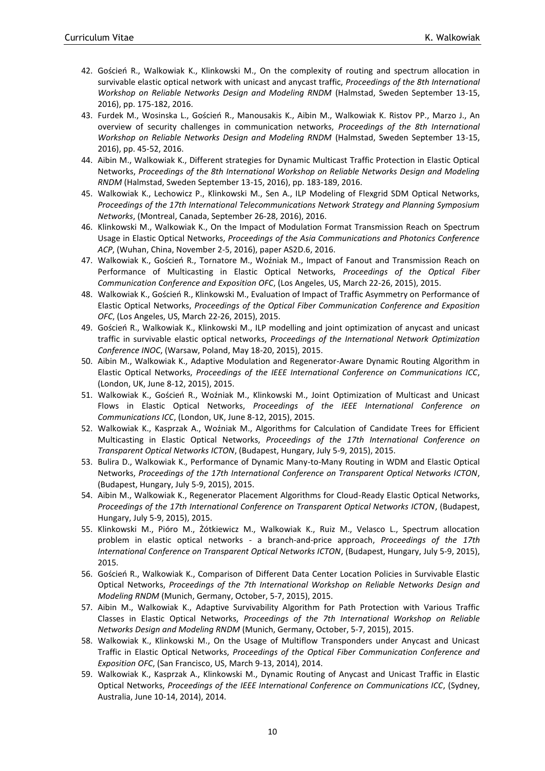42. Goścień R., Walkowiak K., Klinkowski M., On the complexity of routing and spectrum allocation in survivable elastic optical network with unicast and anycast traffic, *Proceedings of the 8th International Workshop on Reliable Networks Design and Modeling RNDM* (Halmstad, Sweden September 13-15, 2016), pp. 175-182, 2016.
43. Furdek M., Wosinska L., Goścień R., Manousakis K., Aibin M., Walkowiak K. Ristov PP., Marzo J., An overview of security challenges in communication networks, *Proceedings of the 8th International Workshop on Reliable Networks Design and Modeling RNDM* (Halmstad, Sweden September 13-15, 2016), pp. 45-52, 2016.
44. Aibin M., Walkowiak K., Different strategies for Dynamic Multicast Traffic Protection in Elastic Optical Networks, *Proceedings of the 8th International Workshop on Reliable Networks Design and Modeling RNDM* (Halmstad, Sweden September 13-15, 2016), pp. 183-189, 2016.
45. Walkowiak K., Lechowicz P., Klinkowski M., Sen A., ILP Modeling of Flexgrid SDM Optical Networks, *Proceedings of the 17th International Telecommunications Network Strategy and Planning Symposium Networks*, (Montreal, Canada, September 26-28, 2016), 2016.
46. Klinkowski M., Walkowiak K., On the Impact of Modulation Format Transmission Reach on Spectrum Usage in Elastic Optical Networks, *Proceedings of the Asia Communications and Photonics Conference ACP*, (Wuhan, China, November 2-5, 2016), paper AS2D.6, 2016.
47. Walkowiak K., Goścień R., Tornatore M., Woźniak M., Impact of Fanout and Transmission Reach on Performance of Multicasting in Elastic Optical Networks, *Proceedings of the Optical Fiber Communication Conference and Exposition OFC*, (Los Angeles, US, March 22-26, 2015), 2015.
48. Walkowiak K., Goścień R., Klinkowski M., Evaluation of Impact of Traffic Asymmetry on Performance of Elastic Optical Networks, *Proceedings of the Optical Fiber Communication Conference and Exposition OFC*, (Los Angeles, US, March 22-26, 2015), 2015.
49. Goścień R., Walkowiak K., Klinkowski M., ILP modelling and joint optimization of anycast and unicast traffic in survivable elastic optical networks, *Proceedings of the International Network Optimization Conference INOC*, (Warsaw, Poland, May 18-20, 2015), 2015.
50. Aibin M., Walkowiak K., Adaptive Modulation and Regenerator-Aware Dynamic Routing Algorithm in Elastic Optical Networks, *Proceedings of the IEEE International Conference on Communications ICC*, (London, UK, June 8-12, 2015), 2015.
51. Walkowiak K., Goścień R., Woźniak M., Klinkowski M., Joint Optimization of Multicast and Unicast Flows in Elastic Optical Networks, *Proceedings of the IEEE International Conference on Communications ICC*, (London, UK, June 8-12, 2015), 2015.
52. Walkowiak K., Kasprzak A., Woźniak M., Algorithms for Calculation of Candidate Trees for Efficient Multicasting in Elastic Optical Networks, *Proceedings of the 17th International Conference on Transparent Optical Networks ICTON*, (Budapest, Hungary, July 5-9, 2015), 2015.
53. Bulira D., Walkowiak K., Performance of Dynamic Many-to-Many Routing in WDM and Elastic Optical Networks, *Proceedings of the 17th International Conference on Transparent Optical Networks ICTON*, (Budapest, Hungary, July 5-9, 2015), 2015.
54. Aibin M., Walkowiak K., Regenerator Placement Algorithms for Cloud-Ready Elastic Optical Networks, *Proceedings of the 17th International Conference on Transparent Optical Networks ICTON*, (Budapest, Hungary, July 5-9, 2015), 2015.
55. Klinkowski M., Pióro M., Żótkiewicz M., Walkowiak K., Ruiz M., Velasco L., Spectrum allocation problem in elastic optical networks - a branch-and-price approach, *Proceedings of the 17th International Conference on Transparent Optical Networks ICTON*, (Budapest, Hungary, July 5-9, 2015), 2015.
56. Goścień R., Walkowiak K., Comparison of Different Data Center Location Policies in Survivable Elastic Optical Networks, *Proceedings of the 7th International Workshop on Reliable Networks Design and Modeling RNDM* (Munich, Germany, October, 5-7, 2015), 2015.
57. Aibin M., Walkowiak K., Adaptive Survivability Algorithm for Path Protection with Various Traffic Classes in Elastic Optical Networks, *Proceedings of the 7th International Workshop on Reliable Networks Design and Modeling RNDM* (Munich, Germany, October, 5-7, 2015), 2015.
58. Walkowiak K., Klinkowski M., On the Usage of Multiflow Transponders under Anycast and Unicast Traffic in Elastic Optical Networks, *Proceedings of the Optical Fiber Communication Conference and Exposition OFC*, (San Francisco, US, March 9-13, 2014), 2014.
59. Walkowiak K., Kasprzak A., Klinkowski M., Dynamic Routing of Anycast and Unicast Traffic in Elastic Optical Networks, *Proceedings of the IEEE International Conference on Communications ICC*, (Sydney, Australia, June 10-14, 2014), 2014.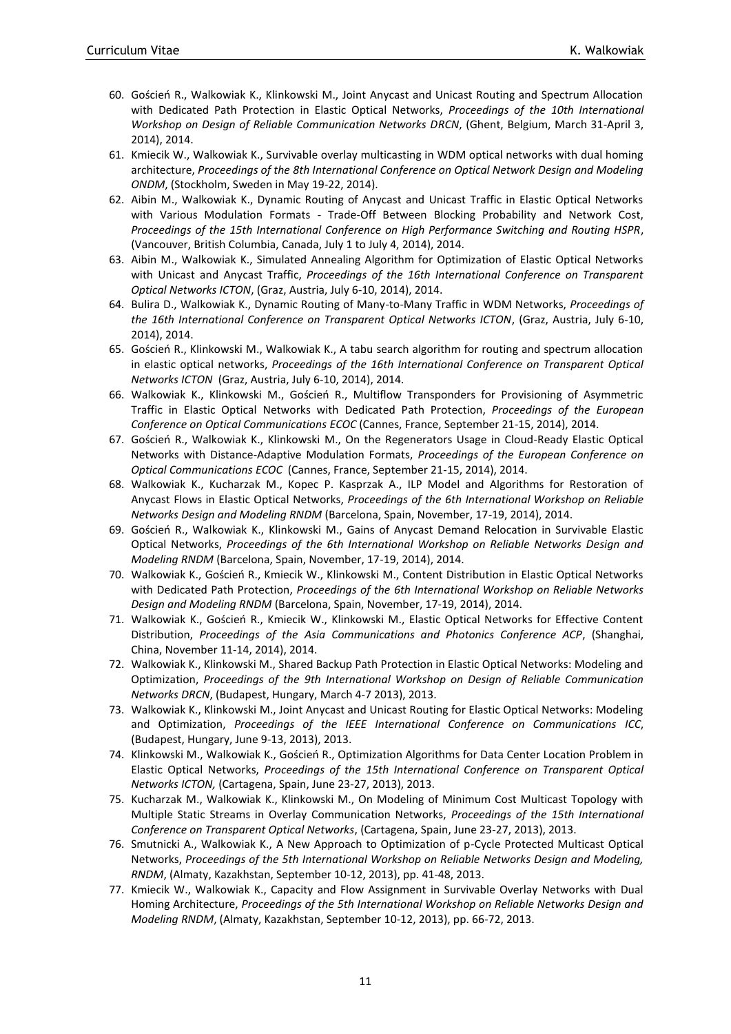60. Goścień R., Walkowiak K., Klinkowski M., Joint Anycast and Unicast Routing and Spectrum Allocation with Dedicated Path Protection in Elastic Optical Networks, *Proceedings of the 10th International Workshop on Design of Reliable Communication Networks DRCN*, (Ghent, Belgium, March 31-April 3, 2014), 2014.
61. Kmiecik W., Walkowiak K., Survivable overlay multicasting in WDM optical networks with dual homing architecture, *Proceedings of the 8th International Conference on Optical Network Design and Modeling ONDM*, (Stockholm, Sweden in May 19-22, 2014).
62. Aibin M., Walkowiak K., Dynamic Routing of Anycast and Unicast Traffic in Elastic Optical Networks with Various Modulation Formats - Trade-Off Between Blocking Probability and Network Cost, *Proceedings of the 15th International Conference on High Performance Switching and Routing HSPR*, (Vancouver, British Columbia, Canada, July 1 to July 4, 2014), 2014.
63. Aibin M., Walkowiak K., Simulated Annealing Algorithm for Optimization of Elastic Optical Networks with Unicast and Anycast Traffic, *Proceedings of the 16th International Conference on Transparent Optical Networks ICTON*, (Graz, Austria, July 6-10, 2014), 2014.
64. Bulira D., Walkowiak K., Dynamic Routing of Many-to-Many Traffic in WDM Networks, *Proceedings of the 16th International Conference on Transparent Optical Networks ICTON*, (Graz, Austria, July 6-10, 2014), 2014.
65. Goścień R., Klinkowski M., Walkowiak K., A tabu search algorithm for routing and spectrum allocation in elastic optical networks, *Proceedings of the 16th International Conference on Transparent Optical Networks ICTON* (Graz, Austria, July 6-10, 2014), 2014.
66. Walkowiak K., Klinkowski M., Goścień R., Multiflow Transponders for Provisioning of Asymmetric Traffic in Elastic Optical Networks with Dedicated Path Protection, *Proceedings of the European Conference on Optical Communications ECOC* (Cannes, France, September 21-15, 2014), 2014.
67. Goścień R., Walkowiak K., Klinkowski M., On the Regenerators Usage in Cloud-Ready Elastic Optical Networks with Distance-Adaptive Modulation Formats, *Proceedings of the European Conference on Optical Communications ECOC* (Cannes, France, September 21-15, 2014), 2014.
68. Walkowiak K., Kucharzak M., Kopec P. Kasprzak A., ILP Model and Algorithms for Restoration of Anycast Flows in Elastic Optical Networks, *Proceedings of the 6th International Workshop on Reliable Networks Design and Modeling RNDM* (Barcelona, Spain, November, 17-19, 2014), 2014.
69. Goścień R., Walkowiak K., Klinkowski M., Gains of Anycast Demand Relocation in Survivable Elastic Optical Networks, *Proceedings of the 6th International Workshop on Reliable Networks Design and Modeling RNDM* (Barcelona, Spain, November, 17-19, 2014), 2014.
70. Walkowiak K., Goścień R., Kmiecik W., Klinkowski M., Content Distribution in Elastic Optical Networks with Dedicated Path Protection, *Proceedings of the 6th International Workshop on Reliable Networks Design and Modeling RNDM* (Barcelona, Spain, November, 17-19, 2014), 2014.
71. Walkowiak K., Goścień R., Kmiecik W., Klinkowski M., Elastic Optical Networks for Effective Content Distribution, *Proceedings of the Asia Communications and Photonics Conference ACP*, (Shanghai, China, November 11-14, 2014), 2014.
72. Walkowiak K., Klinkowski M., Shared Backup Path Protection in Elastic Optical Networks: Modeling and Optimization, *Proceedings of the 9th International Workshop on Design of Reliable Communication Networks DRCN*, (Budapest, Hungary, March 4-7 2013), 2013.
73. Walkowiak K., Klinkowski M., Joint Anycast and Unicast Routing for Elastic Optical Networks: Modeling and Optimization, *Proceedings of the IEEE International Conference on Communications ICC*, (Budapest, Hungary, June 9-13, 2013), 2013.
74. Klinkowski M., Walkowiak K., Goścień R., Optimization Algorithms for Data Center Location Problem in Elastic Optical Networks, *Proceedings of the 15th International Conference on Transparent Optical Networks ICTON,* (Cartagena, Spain, June 23-27, 2013), 2013.
75. Kucharzak M., Walkowiak K., Klinkowski M., On Modeling of Minimum Cost Multicast Topology with Multiple Static Streams in Overlay Communication Networks, *Proceedings of the 15th International Conference on Transparent Optical Networks*, (Cartagena, Spain, June 23-27, 2013), 2013.
76. Smutnicki A., Walkowiak K., A New Approach to Optimization of p-Cycle Protected Multicast Optical Networks, *Proceedings of the 5th International Workshop on Reliable Networks Design and Modeling, RNDM*, (Almaty, Kazakhstan, September 10-12, 2013), pp. 41-48, 2013.
77. Kmiecik W., Walkowiak K., Capacity and Flow Assignment in Survivable Overlay Networks with Dual Homing Architecture, *Proceedings of the 5th International Workshop on Reliable Networks Design and Modeling RNDM*, (Almaty, Kazakhstan, September 10-12, 2013), pp. 66-72, 2013.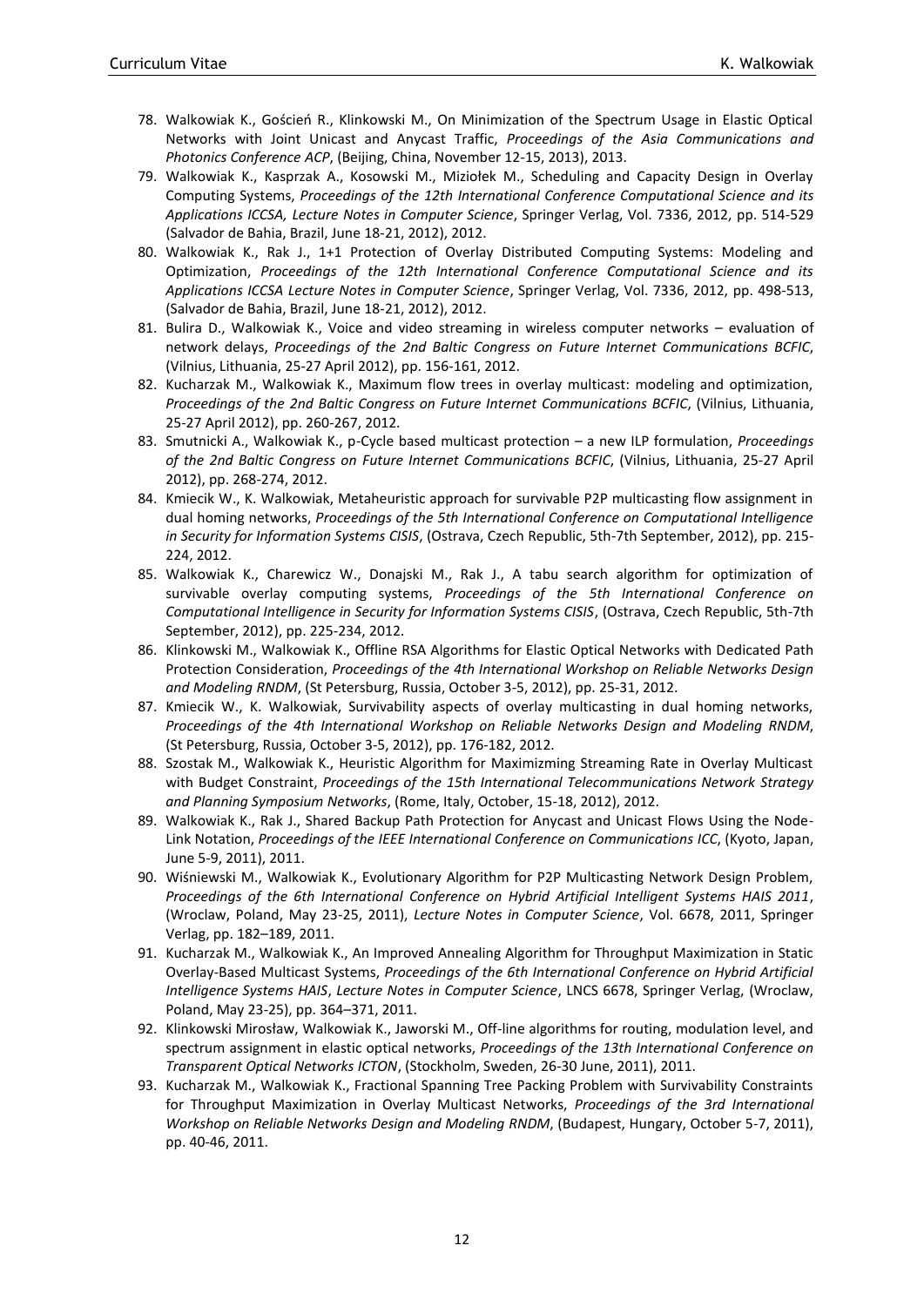78. Walkowiak K., Goścień R., Klinkowski M., On Minimization of the Spectrum Usage in Elastic Optical Networks with Joint Unicast and Anycast Traffic, *Proceedings of the Asia Communications and Photonics Conference ACP*, (Beijing, China, November 12-15, 2013), 2013.
79. Walkowiak K., Kasprzak A., Kosowski M., Miziołek M., Scheduling and Capacity Design in Overlay Computing Systems, *Proceedings of the 12th International Conference Computational Science and its Applications ICCSA, Lecture Notes in Computer Science*, Springer Verlag, Vol. 7336, 2012, pp. 514-529 (Salvador de Bahia, Brazil, June 18-21, 2012), 2012.
80. Walkowiak K., Rak J., 1+1 Protection of Overlay Distributed Computing Systems: Modeling and Optimization, *Proceedings of the 12th International Conference Computational Science and its Applications ICCSA Lecture Notes in Computer Science*, Springer Verlag, Vol. 7336, 2012, pp. 498-513, (Salvador de Bahia, Brazil, June 18-21, 2012), 2012.
81. Bulira D., Walkowiak K., Voice and video streaming in wireless computer networks – evaluation of network delays, *Proceedings of the 2nd Baltic Congress on Future Internet Communications BCFIC*, (Vilnius, Lithuania, 25-27 April 2012), pp. 156-161, 2012.
82. Kucharzak M., Walkowiak K., Maximum flow trees in overlay multicast: modeling and optimization, *Proceedings of the 2nd Baltic Congress on Future Internet Communications BCFIC*, (Vilnius, Lithuania, 25-27 April 2012), pp. 260-267, 2012.
83. Smutnicki A., Walkowiak K., p-Cycle based multicast protection – a new ILP formulation, *Proceedings of the 2nd Baltic Congress on Future Internet Communications BCFIC*, (Vilnius, Lithuania, 25-27 April 2012), pp. 268-274, 2012.
84. Kmiecik W., K. Walkowiak, Metaheuristic approach for survivable P2P multicasting flow assignment in dual homing networks, *Proceedings of the 5th International Conference on Computational Intelligence in Security for Information Systems CISIS*, (Ostrava, Czech Republic, 5th-7th September, 2012), pp. 215-224, 2012.
85. Walkowiak K., Charewicz W., Donajski M., Rak J., A tabu search algorithm for optimization of survivable overlay computing systems, *Proceedings of the 5th International Conference on Computational Intelligence in Security for Information Systems CISIS*, (Ostrava, Czech Republic, 5th-7th September, 2012), pp. 225-234, 2012.
86. Klinkowski M., Walkowiak K., Offline RSA Algorithms for Elastic Optical Networks with Dedicated Path Protection Consideration, *Proceedings of the 4th International Workshop on Reliable Networks Design and Modeling RNDM*, (St Petersburg, Russia, October 3-5, 2012), pp. 25-31, 2012.
87. Kmiecik W., K. Walkowiak, Survivability aspects of overlay multicasting in dual homing networks, *Proceedings of the 4th International Workshop on Reliable Networks Design and Modeling RNDM*, (St Petersburg, Russia, October 3-5, 2012), pp. 176-182, 2012.
88. Szostak M., Walkowiak K., Heuristic Algorithm for Maximizming Streaming Rate in Overlay Multicast with Budget Constraint, *Proceedings of the 15th International Telecommunications Network Strategy and Planning Symposium Networks*, (Rome, Italy, October, 15-18, 2012), 2012.
89. Walkowiak K., Rak J., Shared Backup Path Protection for Anycast and Unicast Flows Using the Node-Link Notation, *Proceedings of the IEEE International Conference on Communications ICC*, (Kyoto, Japan, June 5-9, 2011), 2011.
90. Wiśniewski M., Walkowiak K., Evolutionary Algorithm for P2P Multicasting Network Design Problem, *Proceedings of the 6th International Conference on Hybrid Artificial Intelligent Systems HAIS 2011*, (Wroclaw, Poland, May 23-25, 2011), *Lecture Notes in Computer Science*, Vol. 6678, 2011, Springer Verlag, pp. 182–189, 2011.
91. Kucharzak M., Walkowiak K., An Improved Annealing Algorithm for Throughput Maximization in Static Overlay-Based Multicast Systems, *Proceedings of the 6th International Conference on Hybrid Artificial Intelligence Systems HAIS*, *Lecture Notes in Computer Science*, LNCS 6678, Springer Verlag, (Wroclaw, Poland, May 23-25), pp. 364–371, 2011.
92. Klinkowski Mirosław, Walkowiak K., Jaworski M., Off-line algorithms for routing, modulation level, and spectrum assignment in elastic optical networks, *Proceedings of the 13th International Conference on Transparent Optical Networks ICTON*, (Stockholm, Sweden, 26-30 June, 2011), 2011.
93. Kucharzak M., Walkowiak K., Fractional Spanning Tree Packing Problem with Survivability Constraints for Throughput Maximization in Overlay Multicast Networks, *Proceedings of the 3rd International Workshop on Reliable Networks Design and Modeling RNDM*, (Budapest, Hungary, October 5-7, 2011), pp. 40-46, 2011.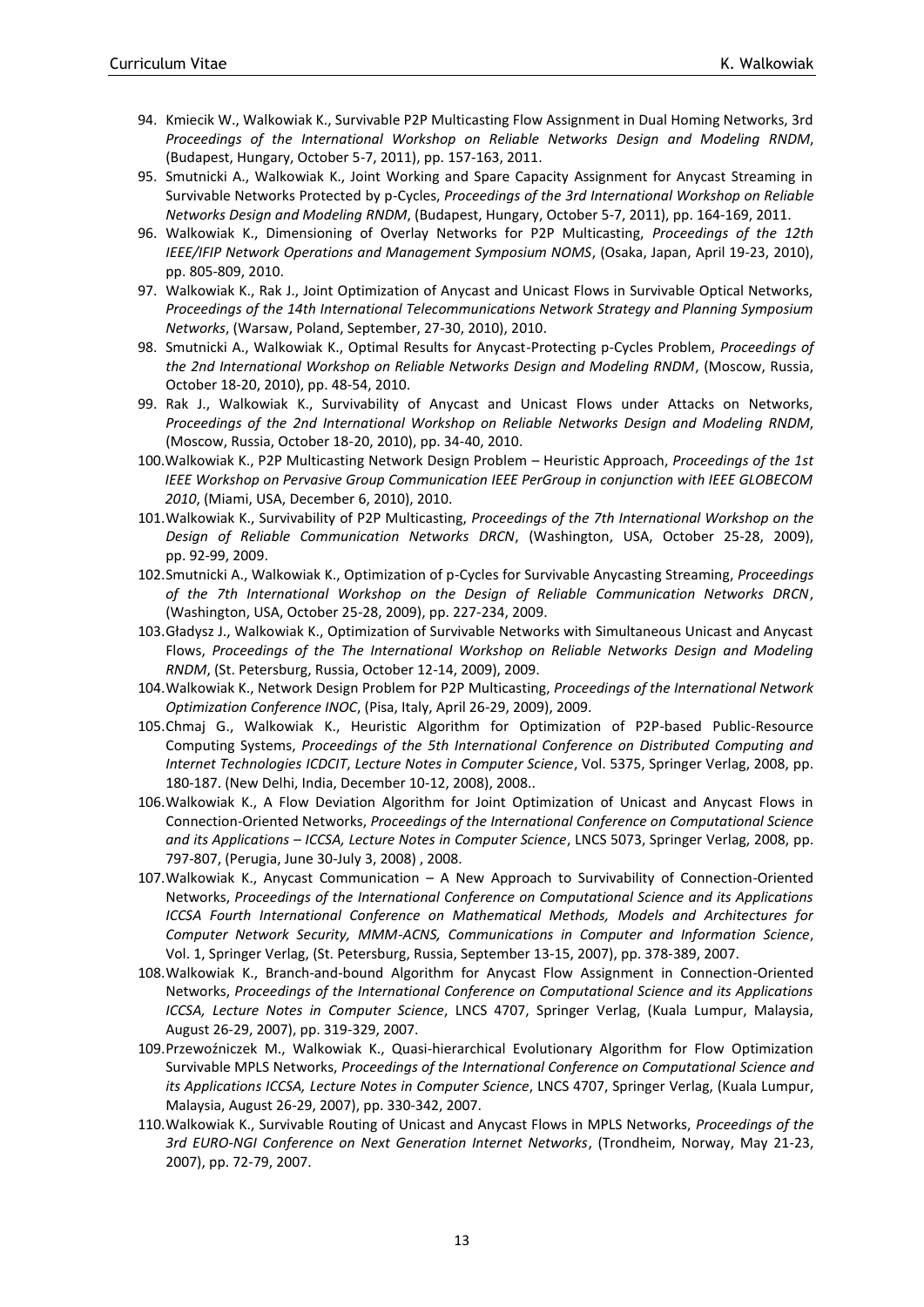94. Kmiecik W., Walkowiak K., Survivable P2P Multicasting Flow Assignment in Dual Homing Networks, 3rd *Proceedings of the International Workshop on Reliable Networks Design and Modeling RNDM*, (Budapest, Hungary, October 5-7, 2011), pp. 157-163, 2011.
95. Smutnicki A., Walkowiak K., Joint Working and Spare Capacity Assignment for Anycast Streaming in Survivable Networks Protected by p-Cycles, *Proceedings of the 3rd International Workshop on Reliable Networks Design and Modeling RNDM*, (Budapest, Hungary, October 5-7, 2011), pp. 164-169, 2011.
96. Walkowiak K., Dimensioning of Overlay Networks for P2P Multicasting, *Proceedings of the 12th IEEE/IFIP Network Operations and Management Symposium NOMS*, (Osaka, Japan, April 19-23, 2010), pp. 805-809, 2010.
97. Walkowiak K., Rak J., Joint Optimization of Anycast and Unicast Flows in Survivable Optical Networks, *Proceedings of the 14th International Telecommunications Network Strategy and Planning Symposium Networks*, (Warsaw, Poland, September, 27-30, 2010), 2010.
98. Smutnicki A., Walkowiak K., Optimal Results for Anycast-Protecting p-Cycles Problem, *Proceedings of the 2nd International Workshop on Reliable Networks Design and Modeling RNDM*, (Moscow, Russia, October 18-20, 2010), pp. 48-54, 2010.
99. Rak J., Walkowiak K., Survivability of Anycast and Unicast Flows under Attacks on Networks, *Proceedings of the 2nd International Workshop on Reliable Networks Design and Modeling RNDM*, (Moscow, Russia, October 18-20, 2010), pp. 34-40, 2010.
100. Walkowiak K., P2P Multicasting Network Design Problem – Heuristic Approach, *Proceedings of the 1st IEEE Workshop on Pervasive Group Communication IEEE PerGroup in conjunction with IEEE GLOBECOM 2010*, (Miami, USA, December 6, 2010), 2010.
101. Walkowiak K., Survivability of P2P Multicasting, *Proceedings of the 7th International Workshop on the Design of Reliable Communication Networks DRCN*, (Washington, USA, October 25-28, 2009), pp. 92-99, 2009.
102. Smutnicki A., Walkowiak K., Optimization of p-Cycles for Survivable Anycasting Streaming, *Proceedings of the 7th International Workshop on the Design of Reliable Communication Networks DRCN*, (Washington, USA, October 25-28, 2009), pp. 227-234, 2009.
103. Gładysz J., Walkowiak K., Optimization of Survivable Networks with Simultaneous Unicast and Anycast Flows, *Proceedings of the The International Workshop on Reliable Networks Design and Modeling RNDM*, (St. Petersburg, Russia, October 12-14, 2009), 2009.
104. Walkowiak K., Network Design Problem for P2P Multicasting, *Proceedings of the International Network Optimization Conference INOC*, (Pisa, Italy, April 26-29, 2009), 2009.
105. Chmaj G., Walkowiak K., Heuristic Algorithm for Optimization of P2P-based Public-Resource Computing Systems, *Proceedings of the 5th International Conference on Distributed Computing and Internet Technologies ICDCIT*, *Lecture Notes in Computer Science*, Vol. 5375, Springer Verlag, 2008, pp. 180-187. (New Delhi, India, December 10-12, 2008), 2008..
106. Walkowiak K., A Flow Deviation Algorithm for Joint Optimization of Unicast and Anycast Flows in Connection-Oriented Networks, *Proceedings of the International Conference on Computational Science and its Applications – ICCSA, Lecture Notes in Computer Science*, LNCS 5073, Springer Verlag, 2008, pp. 797-807, (Perugia, June 30-July 3, 2008) , 2008.
107. Walkowiak K., Anycast Communication – A New Approach to Survivability of Connection-Oriented Networks, *Proceedings of the International Conference on Computational Science and its Applications ICCSA Fourth International Conference on Mathematical Methods, Models and Architectures for Computer Network Security, MMM-ACNS, Communications in Computer and Information Science*, Vol. 1, Springer Verlag, (St. Petersburg, Russia, September 13-15, 2007), pp. 378-389, 2007.
108. Walkowiak K., Branch-and-bound Algorithm for Anycast Flow Assignment in Connection-Oriented Networks, *Proceedings of the International Conference on Computational Science and its Applications ICCSA, Lecture Notes in Computer Science*, LNCS 4707, Springer Verlag, (Kuala Lumpur, Malaysia, August 26-29, 2007), pp. 319-329, 2007.
109. Przewoźniczek M., Walkowiak K., Quasi-hierarchical Evolutionary Algorithm for Flow Optimization Survivable MPLS Networks, *Proceedings of the International Conference on Computational Science and its Applications ICCSA, Lecture Notes in Computer Science*, LNCS 4707, Springer Verlag, (Kuala Lumpur, Malaysia, August 26-29, 2007), pp. 330-342, 2007.
110. Walkowiak K., Survivable Routing of Unicast and Anycast Flows in MPLS Networks, *Proceedings of the 3rd EURO-NGI Conference on Next Generation Internet Networks*, (Trondheim, Norway, May 21-23, 2007), pp. 72-79, 2007.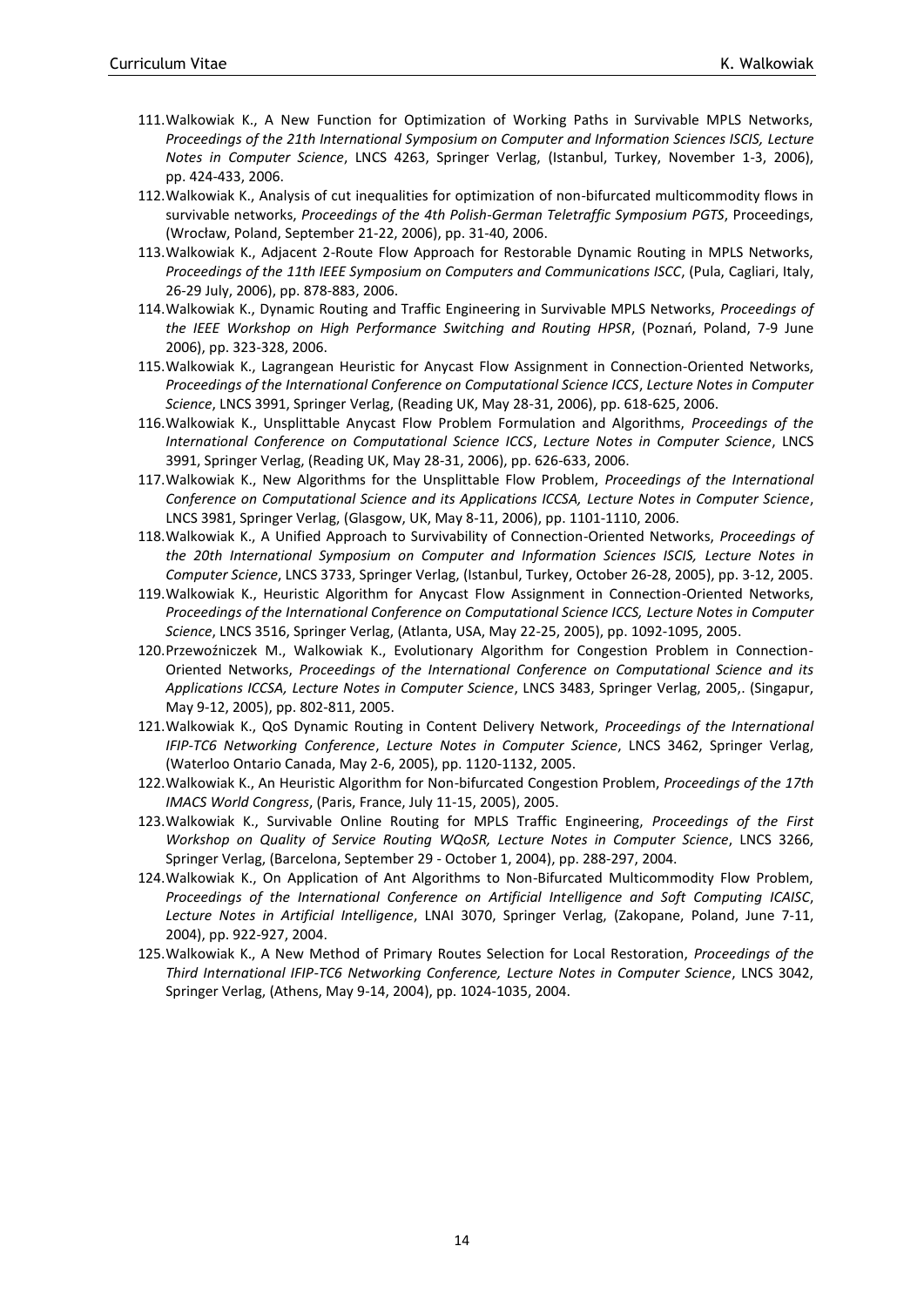111. Walkowiak K., A New Function for Optimization of Working Paths in Survivable MPLS Networks, *Proceedings of the 21th International Symposium on Computer and Information Sciences ISCIS, Lecture Notes in Computer Science*, LNCS 4263, Springer Verlag, (Istanbul, Turkey, November 1-3, 2006), pp. 424-433, 2006.
112. Walkowiak K., Analysis of cut inequalities for optimization of non-bifurcated multicommodity flows in survivable networks, *Proceedings of the 4th Polish-German Teletraffic Symposium PGTS*, Proceedings, (Wrocław, Poland, September 21-22, 2006), pp. 31-40, 2006.
113. Walkowiak K., Adjacent 2-Route Flow Approach for Restorable Dynamic Routing in MPLS Networks, *Proceedings of the 11th IEEE Symposium on Computers and Communications ISCC*, (Pula, Cagliari, Italy, 26-29 July, 2006), pp. 878-883, 2006.
114. Walkowiak K., Dynamic Routing and Traffic Engineering in Survivable MPLS Networks, *Proceedings of the IEEE Workshop on High Performance Switching and Routing HPSR*, (Poznań, Poland, 7-9 June 2006), pp. 323-328, 2006.
115. Walkowiak K., Lagrangean Heuristic for Anycast Flow Assignment in Connection-Oriented Networks, *Proceedings of the International Conference on Computational Science ICCS*, *Lecture Notes in Computer Science*, LNCS 3991, Springer Verlag, (Reading UK, May 28-31, 2006), pp. 618-625, 2006.
116. Walkowiak K., Unsplittable Anycast Flow Problem Formulation and Algorithms, *Proceedings of the International Conference on Computational Science ICCS*, *Lecture Notes in Computer Science*, LNCS 3991, Springer Verlag, (Reading UK, May 28-31, 2006), pp. 626-633, 2006.
117. Walkowiak K., New Algorithms for the Unsplittable Flow Problem, *Proceedings of the International Conference on Computational Science and its Applications ICCSA, Lecture Notes in Computer Science*, LNCS 3981, Springer Verlag, (Glasgow, UK, May 8-11, 2006), pp. 1101-1110, 2006.
118. Walkowiak K., A Unified Approach to Survivability of Connection-Oriented Networks, *Proceedings of the 20th International Symposium on Computer and Information Sciences ISCIS, Lecture Notes in Computer Science*, LNCS 3733, Springer Verlag, (Istanbul, Turkey, October 26-28, 2005), pp. 3-12, 2005.
119. Walkowiak K., Heuristic Algorithm for Anycast Flow Assignment in Connection-Oriented Networks, *Proceedings of the International Conference on Computational Science ICCS, Lecture Notes in Computer Science*, LNCS 3516, Springer Verlag, (Atlanta, USA, May 22-25, 2005), pp. 1092-1095, 2005.
120. Przewoźniczek M., Walkowiak K., Evolutionary Algorithm for Congestion Problem in Connection-Oriented Networks, *Proceedings of the International Conference on Computational Science and its Applications ICCSA, Lecture Notes in Computer Science*, LNCS 3483, Springer Verlag, 2005,. (Singapur, May 9-12, 2005), pp. 802-811, 2005.
121. Walkowiak K., QoS Dynamic Routing in Content Delivery Network, *Proceedings of the International IFIP-TC6 Networking Conference*, *Lecture Notes in Computer Science*, LNCS 3462, Springer Verlag, (Waterloo Ontario Canada, May 2-6, 2005), pp. 1120-1132, 2005.
122. Walkowiak K., An Heuristic Algorithm for Non-bifurcated Congestion Problem, *Proceedings of the 17th IMACS World Congress*, (Paris, France, July 11-15, 2005), 2005.
123. Walkowiak K., Survivable Online Routing for MPLS Traffic Engineering, *Proceedings of the First Workshop on Quality of Service Routing WQoSR, Lecture Notes in Computer Science*, LNCS 3266, Springer Verlag, (Barcelona, September 29 - October 1, 2004), pp. 288-297, 2004.
124. Walkowiak K., On Application of Ant Algorithms to Non-Bifurcated Multicommodity Flow Problem, *Proceedings of the International Conference on Artificial Intelligence and Soft Computing ICAISC*, *Lecture Notes in Artificial Intelligence*, LNAI 3070, Springer Verlag, (Zakopane, Poland, June 7-11, 2004), pp. 922-927, 2004.
125. Walkowiak K., A New Method of Primary Routes Selection for Local Restoration, *Proceedings of the Third International IFIP-TC6 Networking Conference, Lecture Notes in Computer Science*, LNCS 3042, Springer Verlag, (Athens, May 9-14, 2004), pp. 1024-1035, 2004.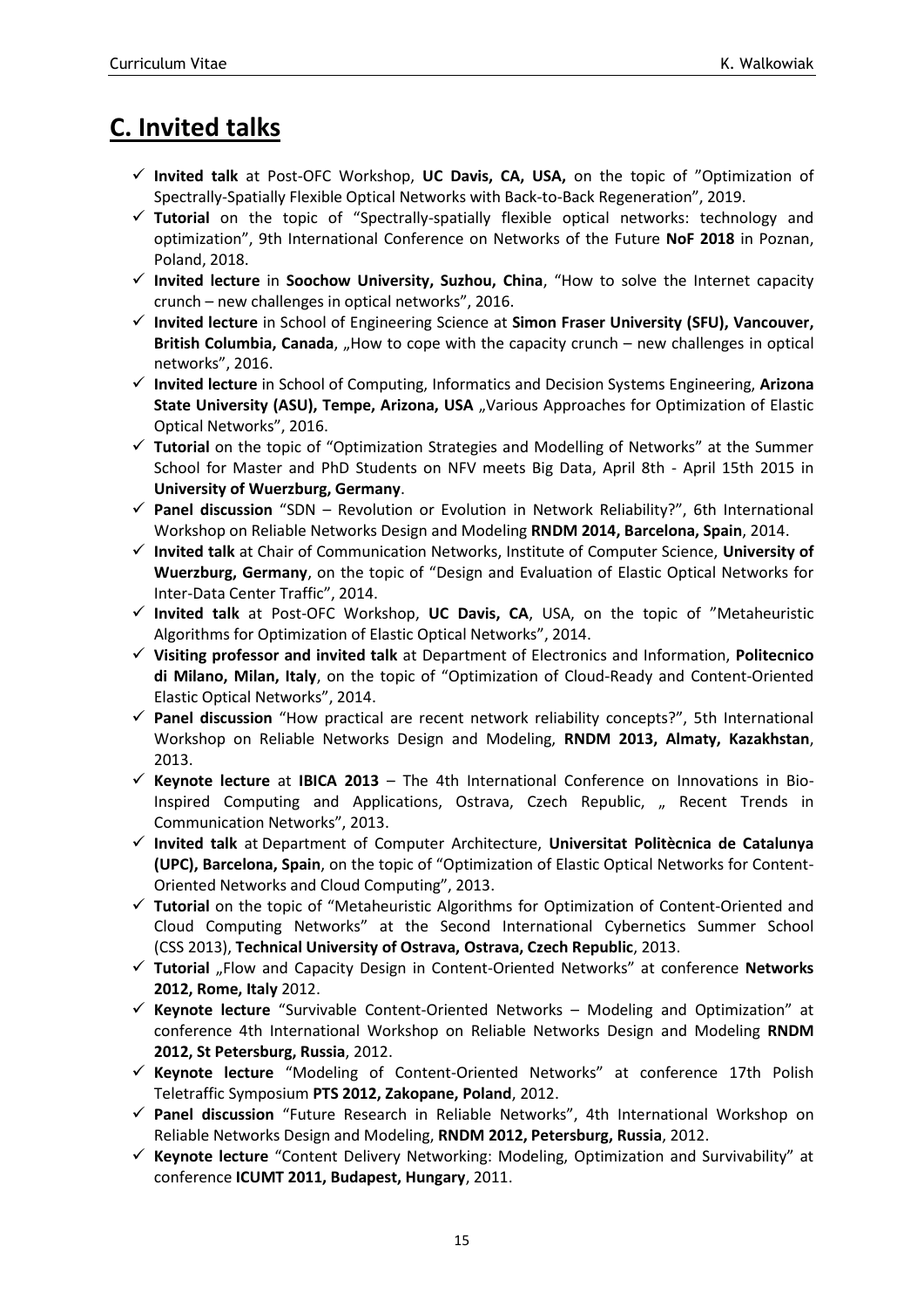# C. Invited talks

- ✓ **Invited talk** at Post-OFC Workshop, **UC Davis, CA, USA,** on the topic of "Optimization of Spectrally-Spatially Flexible Optical Networks with Back-to-Back Regeneration", 2019.
- ✓ **Tutorial** on the topic of "Spectrally-spatially flexible optical networks: technology and optimization", 9th International Conference on Networks of the Future **NoF 2018** in Poznan, Poland, 2018.
- ✓ **Invited lecture** in **Soochow University, Suzhou, China**, "How to solve the Internet capacity crunch – new challenges in optical networks", 2016.
- ✓ **Invited lecture** in School of Engineering Science at **Simon Fraser University (SFU), Vancouver, British Columbia, Canada**, „How to cope with the capacity crunch – new challenges in optical networks", 2016.
- ✓ **Invited lecture** in School of Computing, Informatics and Decision Systems Engineering, **Arizona State University (ASU), Tempe, Arizona, USA** „Various Approaches for Optimization of Elastic Optical Networks", 2016.
- ✓ **Tutorial** on the topic of "Optimization Strategies and Modelling of Networks" at the Summer School for Master and PhD Students on NFV meets Big Data, April 8th - April 15th 2015 in **University of Wuerzburg, Germany**.
- ✓ **Panel discussion** "SDN – Revolution or Evolution in Network Reliability?", 6th International Workshop on Reliable Networks Design and Modeling **RNDM 2014, Barcelona, Spain**, 2014.
- ✓ **Invited talk** at Chair of Communication Networks, Institute of Computer Science, **University of Wuerzburg, Germany**, on the topic of "Design and Evaluation of Elastic Optical Networks for Inter-Data Center Traffic", 2014.
- ✓ **Invited talk** at Post-OFC Workshop, **UC Davis, CA**, USA, on the topic of "Metaheuristic Algorithms for Optimization of Elastic Optical Networks", 2014.
- ✓ **Visiting professor and invited talk** at Department of Electronics and Information, **Politecnico di Milano, Milan, Italy**, on the topic of "Optimization of Cloud-Ready and Content-Oriented Elastic Optical Networks", 2014.
- ✓ **Panel discussion** "How practical are recent network reliability concepts?", 5th International Workshop on Reliable Networks Design and Modeling, **RNDM 2013, Almaty, Kazakhstan**, 2013.
- ✓ **Keynote lecture** at **IBICA 2013** – The 4th International Conference on Innovations in Bio-Inspired Computing and Applications, Ostrava, Czech Republic, „ Recent Trends in Communication Networks", 2013.
- ✓ **Invited talk** at Department of Computer Architecture, **Universitat Politècnica de Catalunya (UPC), Barcelona, Spain**, on the topic of "Optimization of Elastic Optical Networks for Content-Oriented Networks and Cloud Computing", 2013.
- ✓ **Tutorial** on the topic of "Metaheuristic Algorithms for Optimization of Content-Oriented and Cloud Computing Networks" at the Second International Cybernetics Summer School (CSS 2013), **Technical University of Ostrava, Ostrava, Czech Republic**, 2013.
- ✓ **Tutorial** „Flow and Capacity Design in Content-Oriented Networks" at conference **Networks 2012, Rome, Italy** 2012.
- ✓ **Keynote lecture** "Survivable Content-Oriented Networks – Modeling and Optimization" at conference 4th International Workshop on Reliable Networks Design and Modeling **RNDM 2012, St Petersburg, Russia**, 2012.
- ✓ **Keynote lecture** "Modeling of Content-Oriented Networks" at conference 17th Polish Teletraffic Symposium **PTS 2012, Zakopane, Poland**, 2012.
- ✓ **Panel discussion** "Future Research in Reliable Networks", 4th International Workshop on Reliable Networks Design and Modeling, **RNDM 2012, Petersburg, Russia**, 2012.
- ✓ **Keynote lecture** "Content Delivery Networking: Modeling, Optimization and Survivability" at conference **ICUMT 2011, Budapest, Hungary**, 2011.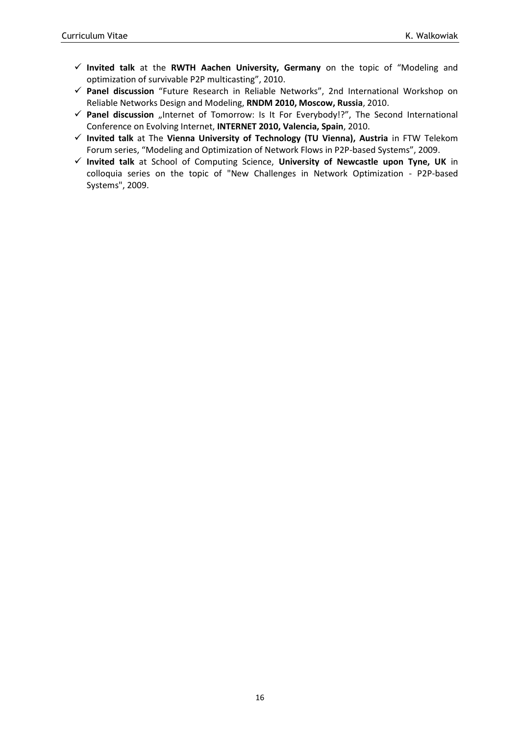- ✓ **Invited talk** at the **RWTH Aachen University, Germany** on the topic of "Modeling and optimization of survivable P2P multicasting", 2010.
- ✓ **Panel discussion** "Future Research in Reliable Networks", 2nd International Workshop on Reliable Networks Design and Modeling, **RNDM 2010, Moscow, Russia**, 2010.
- ✓ **Panel discussion** „Internet of Tomorrow: Is It For Everybody!?", The Second International Conference on Evolving Internet, **INTERNET 2010, Valencia, Spain**, 2010.
- ✓ **Invited talk** at The **Vienna University of Technology (TU Vienna), Austria** in FTW Telekom Forum series, "Modeling and Optimization of Network Flows in P2P-based Systems", 2009.
- ✓ **Invited talk** at School of Computing Science, **University of Newcastle upon Tyne, UK** in colloquia series on the topic of "New Challenges in Network Optimization - P2P-based Systems", 2009.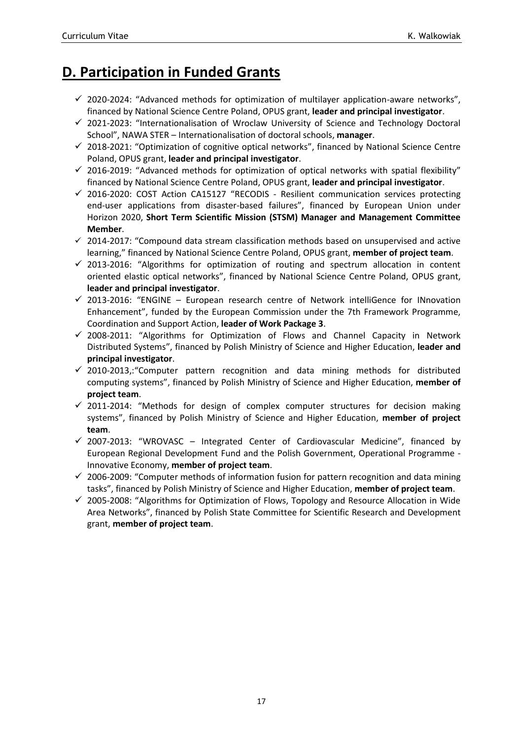# D. Participation in Funded Grants

- ✓ 2020-2024: "Advanced methods for optimization of multilayer application-aware networks", financed by National Science Centre Poland, OPUS grant, **leader and principal investigator**.
- ✓ 2021-2023: "Internationalisation of Wroclaw University of Science and Technology Doctoral School", NAWA STER – Internationalisation of doctoral schools, **manager**.
- ✓ 2018-2021: "Optimization of cognitive optical networks", financed by National Science Centre Poland, OPUS grant, **leader and principal investigator**.
- ✓ 2016-2019: "Advanced methods for optimization of optical networks with spatial flexibility" financed by National Science Centre Poland, OPUS grant, **leader and principal investigator**.
- ✓ 2016-2020: COST Action CA15127 "RECODIS - Resilient communication services protecting end-user applications from disaster-based failures", financed by European Union under Horizon 2020, **Short Term Scientific Mission (STSM) Manager and Management Committee Member**.
- ✓ 2014-2017: "Compound data stream classification methods based on unsupervised and active learning," financed by National Science Centre Poland, OPUS grant, **member of project team**.
- ✓ 2013-2016: "Algorithms for optimization of routing and spectrum allocation in content oriented elastic optical networks", financed by National Science Centre Poland, OPUS grant, **leader and principal investigator**.
- ✓ 2013-2016: "ENGINE – European research centre of Network intelliGence for INnovation Enhancement", funded by the European Commission under the 7th Framework Programme, Coordination and Support Action, **leader of Work Package 3**.
- ✓ 2008-2011: "Algorithms for Optimization of Flows and Channel Capacity in Network Distributed Systems", financed by Polish Ministry of Science and Higher Education, **leader and principal investigator**.
- ✓ 2010-2013,:"Computer pattern recognition and data mining methods for distributed computing systems", financed by Polish Ministry of Science and Higher Education, **member of project team**.
- ✓ 2011-2014: "Methods for design of complex computer structures for decision making systems", financed by Polish Ministry of Science and Higher Education, **member of project team**.
- ✓ 2007-2013: "WROVASC – Integrated Center of Cardiovascular Medicine", financed by European Regional Development Fund and the Polish Government, Operational Programme - Innovative Economy, **member of project team**.
- ✓ 2006-2009: "Computer methods of information fusion for pattern recognition and data mining tasks", financed by Polish Ministry of Science and Higher Education, **member of project team**.
- ✓ 2005-2008: "Algorithms for Optimization of Flows, Topology and Resource Allocation in Wide Area Networks", financed by Polish State Committee for Scientific Research and Development grant, **member of project team**.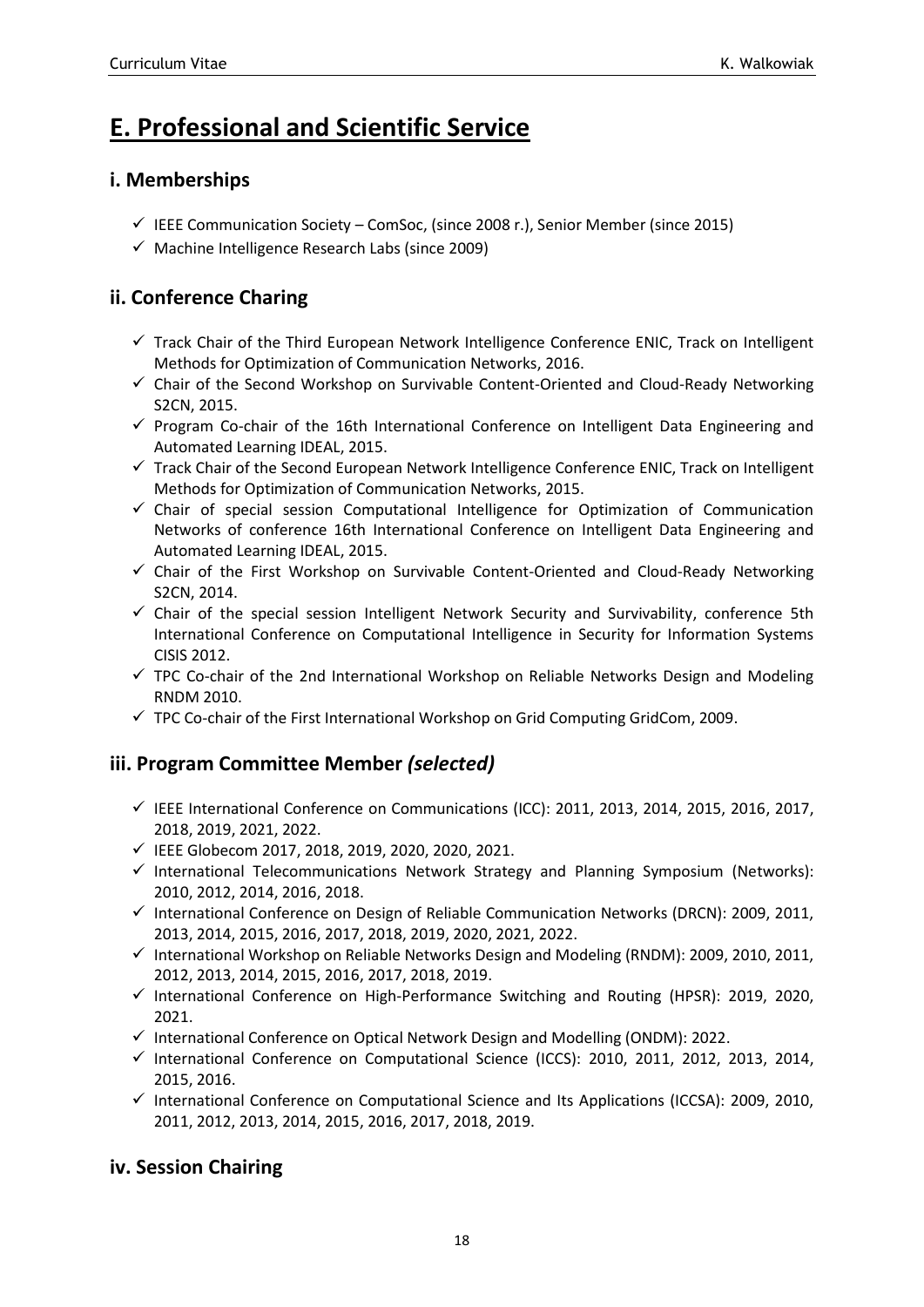# E. Professional and Scientific Service

## i. Memberships

- ✓ IEEE Communication Society – ComSoc, (since 2008 r.), Senior Member (since 2015)
- ✓ Machine Intelligence Research Labs (since 2009)

## ii. Conference Charing

- ✓ Track Chair of the Third European Network Intelligence Conference ENIC, Track on Intelligent Methods for Optimization of Communication Networks, 2016.
- ✓ Chair of the Second Workshop on Survivable Content-Oriented and Cloud-Ready Networking S2CN, 2015.
- ✓ Program Co-chair of the 16th International Conference on Intelligent Data Engineering and Automated Learning IDEAL, 2015.
- ✓ Track Chair of the Second European Network Intelligence Conference ENIC, Track on Intelligent Methods for Optimization of Communication Networks, 2015.
- ✓ Chair of special session Computational Intelligence for Optimization of Communication Networks of conference 16th International Conference on Intelligent Data Engineering and Automated Learning IDEAL, 2015.
- ✓ Chair of the First Workshop on Survivable Content-Oriented and Cloud-Ready Networking S2CN, 2014.
- ✓ Chair of the special session Intelligent Network Security and Survivability, conference 5th International Conference on Computational Intelligence in Security for Information Systems CISIS 2012.
- ✓ TPC Co-chair of the 2nd International Workshop on Reliable Networks Design and Modeling RNDM 2010.
- ✓ TPC Co-chair of the First International Workshop on Grid Computing GridCom, 2009.

## iii. Program Committee Member *(selected)*

- ✓ IEEE International Conference on Communications (ICC): 2011, 2013, 2014, 2015, 2016, 2017, 2018, 2019, 2021, 2022.
- ✓ IEEE Globecom 2017, 2018, 2019, 2020, 2020, 2021.
- ✓ International Telecommunications Network Strategy and Planning Symposium (Networks): 2010, 2012, 2014, 2016, 2018.
- ✓ International Conference on Design of Reliable Communication Networks (DRCN): 2009, 2011, 2013, 2014, 2015, 2016, 2017, 2018, 2019, 2020, 2021, 2022.
- ✓ International Workshop on Reliable Networks Design and Modeling (RNDM): 2009, 2010, 2011, 2012, 2013, 2014, 2015, 2016, 2017, 2018, 2019.
- ✓ International Conference on High-Performance Switching and Routing (HPSR): 2019, 2020, 2021.
- ✓ International Conference on Optical Network Design and Modelling (ONDM): 2022.
- ✓ International Conference on Computational Science (ICCS): 2010, 2011, 2012, 2013, 2014, 2015, 2016.
- ✓ International Conference on Computational Science and Its Applications (ICCSA): 2009, 2010, 2011, 2012, 2013, 2014, 2015, 2016, 2017, 2018, 2019.

## iv. Session Chairing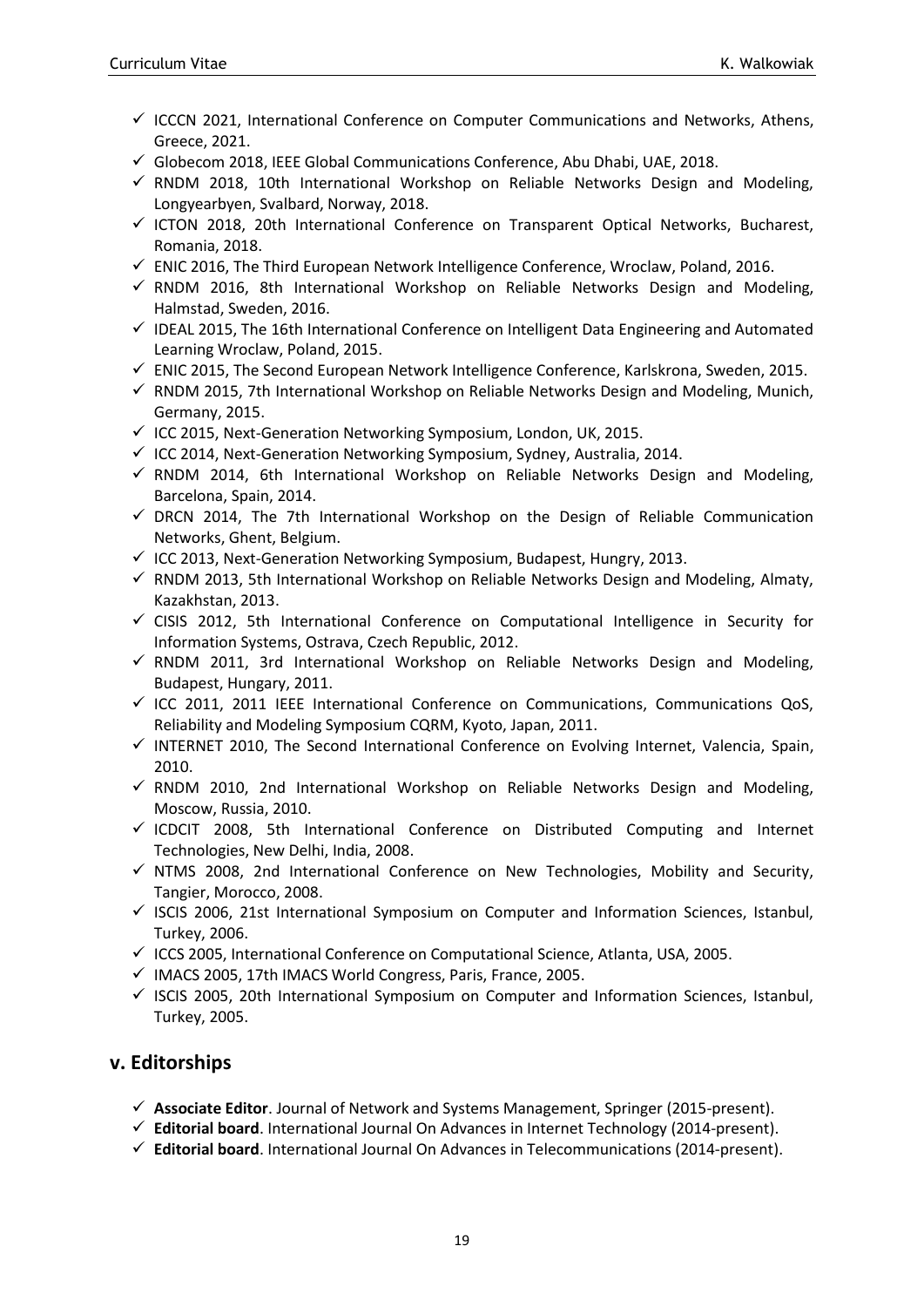- ✓ ICCCN 2021, International Conference on Computer Communications and Networks, Athens, Greece, 2021.
- ✓ Globecom 2018, IEEE Global Communications Conference, Abu Dhabi, UAE, 2018.
- ✓ RNDM 2018, 10th International Workshop on Reliable Networks Design and Modeling, Longyearbyen, Svalbard, Norway, 2018.
- ✓ ICTON 2018, 20th International Conference on Transparent Optical Networks, Bucharest, Romania, 2018.
- ✓ ENIC 2016, The Third European Network Intelligence Conference, Wroclaw, Poland, 2016.
- ✓ RNDM 2016, 8th International Workshop on Reliable Networks Design and Modeling, Halmstad, Sweden, 2016.
- ✓ IDEAL 2015, The 16th International Conference on Intelligent Data Engineering and Automated Learning Wroclaw, Poland, 2015.
- ✓ ENIC 2015, The Second European Network Intelligence Conference, Karlskrona, Sweden, 2015.
- ✓ RNDM 2015, 7th International Workshop on Reliable Networks Design and Modeling, Munich, Germany, 2015.
- ✓ ICC 2015, Next-Generation Networking Symposium, London, UK, 2015.
- ✓ ICC 2014, Next-Generation Networking Symposium, Sydney, Australia, 2014.
- ✓ RNDM 2014, 6th International Workshop on Reliable Networks Design and Modeling, Barcelona, Spain, 2014.
- ✓ DRCN 2014, The 7th International Workshop on the Design of Reliable Communication Networks, Ghent, Belgium.
- ✓ ICC 2013, Next-Generation Networking Symposium, Budapest, Hungry, 2013.
- ✓ RNDM 2013, 5th International Workshop on Reliable Networks Design and Modeling, Almaty, Kazakhstan, 2013.
- ✓ CISIS 2012, 5th International Conference on Computational Intelligence in Security for Information Systems, Ostrava, Czech Republic, 2012.
- ✓ RNDM 2011, 3rd International Workshop on Reliable Networks Design and Modeling, Budapest, Hungary, 2011.
- ✓ ICC 2011, 2011 IEEE International Conference on Communications, Communications QoS, Reliability and Modeling Symposium CQRM, Kyoto, Japan, 2011.
- ✓ INTERNET 2010, The Second International Conference on Evolving Internet, Valencia, Spain, 2010.
- ✓ RNDM 2010, 2nd International Workshop on Reliable Networks Design and Modeling, Moscow, Russia, 2010.
- ✓ ICDCIT 2008, 5th International Conference on Distributed Computing and Internet Technologies, New Delhi, India, 2008.
- ✓ NTMS 2008, 2nd International Conference on New Technologies, Mobility and Security, Tangier, Morocco, 2008.
- ✓ ISCIS 2006, 21st International Symposium on Computer and Information Sciences, Istanbul, Turkey, 2006.
- ✓ ICCS 2005, International Conference on Computational Science, Atlanta, USA, 2005.
- ✓ IMACS 2005, 17th IMACS World Congress, Paris, France, 2005.
- ✓ ISCIS 2005, 20th International Symposium on Computer and Information Sciences, Istanbul, Turkey, 2005.

## v. Editorships

- ✓ **Associate Editor**. Journal of Network and Systems Management, Springer (2015-present).
- ✓ **Editorial board**. International Journal On Advances in Internet Technology (2014-present).
- ✓ **Editorial board**. International Journal On Advances in Telecommunications (2014-present).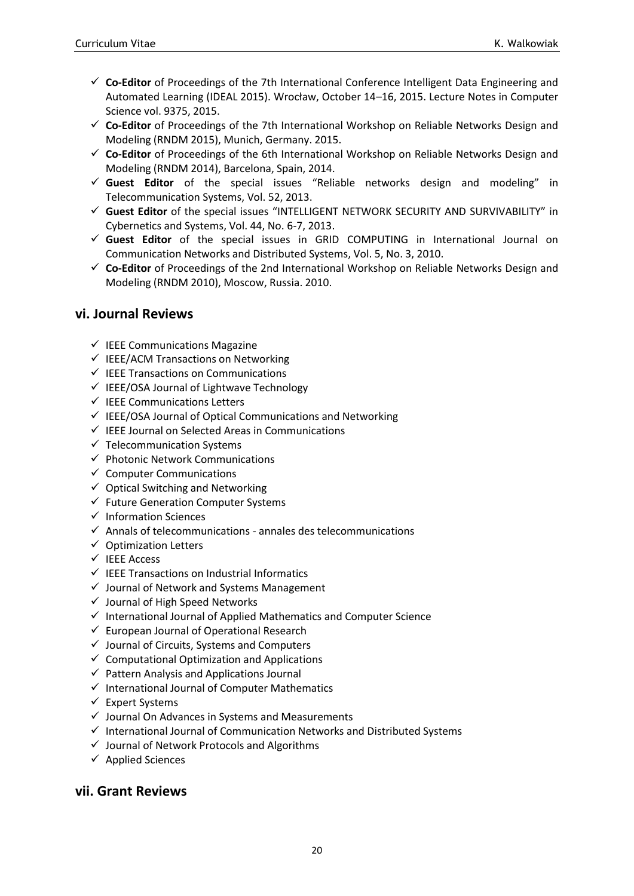- ✓ **Co-Editor** of Proceedings of the 7th International Conference Intelligent Data Engineering and Automated Learning (IDEAL 2015). Wrocław, October 14–16, 2015. Lecture Notes in Computer Science vol. 9375, 2015.
- ✓ **Co-Editor** of Proceedings of the 7th International Workshop on Reliable Networks Design and Modeling (RNDM 2015), Munich, Germany. 2015.
- ✓ **Co-Editor** of Proceedings of the 6th International Workshop on Reliable Networks Design and Modeling (RNDM 2014), Barcelona, Spain, 2014.
- ✓ **Guest Editor** of the special issues "Reliable networks design and modeling" in Telecommunication Systems, Vol. 52, 2013.
- ✓ **Guest Editor** of the special issues "INTELLIGENT NETWORK SECURITY AND SURVIVABILITY" in Cybernetics and Systems, Vol. 44, No. 6-7, 2013.
- ✓ **Guest Editor** of the special issues in GRID COMPUTING in International Journal on Communication Networks and Distributed Systems, Vol. 5, No. 3, 2010.
- ✓ **Co-Editor** of Proceedings of the 2nd International Workshop on Reliable Networks Design and Modeling (RNDM 2010), Moscow, Russia. 2010.

## vi. Journal Reviews

- ✓ IEEE Communications Magazine
- ✓ IEEE/ACM Transactions on Networking
- ✓ IEEE Transactions on Communications
- ✓ IEEE/OSA Journal of Lightwave Technology
- ✓ IEEE Communications Letters
- ✓ IEEE/OSA Journal of Optical Communications and Networking
- ✓ IEEE Journal on Selected Areas in Communications
- ✓ Telecommunication Systems
- ✓ Photonic Network Communications
- ✓ Computer Communications
- ✓ Optical Switching and Networking
- ✓ Future Generation Computer Systems
- ✓ Information Sciences
- ✓ Annals of telecommunications - annales des telecommunications
- ✓ Optimization Letters
- ✓ IEEE Access
- ✓ IEEE Transactions on Industrial Informatics
- ✓ Journal of Network and Systems Management
- ✓ Journal of High Speed Networks
- ✓ International Journal of Applied Mathematics and Computer Science
- ✓ European Journal of Operational Research
- ✓ Journal of Circuits, Systems and Computers
- ✓ Computational Optimization and Applications
- ✓ Pattern Analysis and Applications Journal
- ✓ International Journal of Computer Mathematics
- ✓ Expert Systems
- ✓ Journal On Advances in Systems and Measurements
- ✓ International Journal of Communication Networks and Distributed Systems
- ✓ Journal of Network Protocols and Algorithms
- ✓ Applied Sciences

## vii. Grant Reviews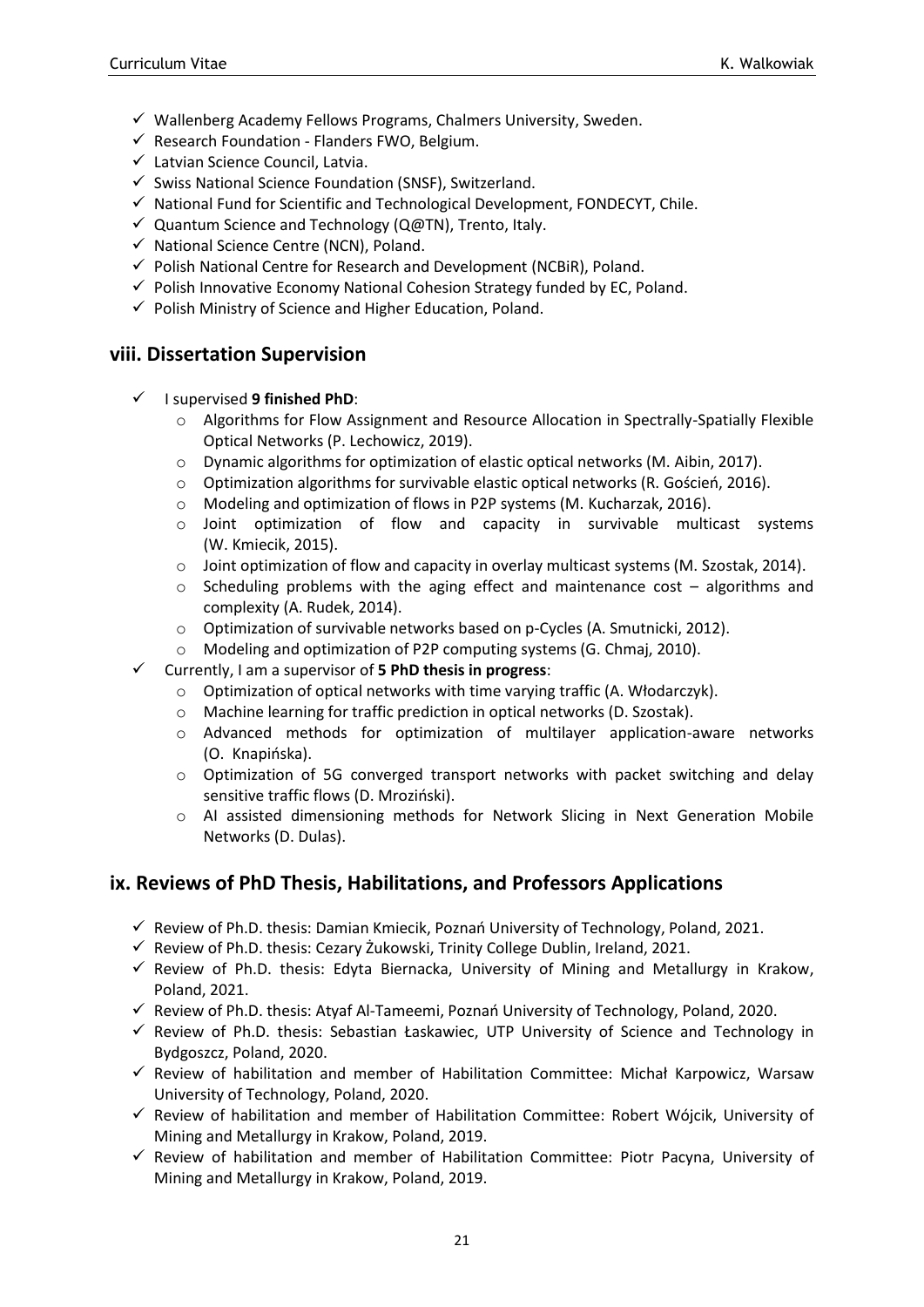- ✓ Wallenberg Academy Fellows Programs, Chalmers University, Sweden.
- ✓ Research Foundation - Flanders FWO, Belgium.
- ✓ Latvian Science Council, Latvia.
- ✓ Swiss National Science Foundation (SNSF), Switzerland.
- ✓ National Fund for Scientific and Technological Development, FONDECYT, Chile.
- ✓ Quantum Science and Technology (Q@TN), Trento, Italy.
- ✓ National Science Centre (NCN), Poland.
- ✓ Polish National Centre for Research and Development (NCBiR), Poland.
- ✓ Polish Innovative Economy National Cohesion Strategy funded by EC, Poland.
- ✓ Polish Ministry of Science and Higher Education, Poland.

## viii. Dissertation Supervision

- ✓ I supervised **9 finished PhD**:
  - Algorithms for Flow Assignment and Resource Allocation in Spectrally-Spatially Flexible Optical Networks (P. Lechowicz, 2019).
  - Dynamic algorithms for optimization of elastic optical networks (M. Aibin, 2017).
  - Optimization algorithms for survivable elastic optical networks (R. Goścień, 2016).
  - Modeling and optimization of flows in P2P systems (M. Kucharzak, 2016).
  - Joint optimization of flow and capacity in survivable multicast systems (W. Kmiecik, 2015).
  - Joint optimization of flow and capacity in overlay multicast systems (M. Szostak, 2014).
  - Scheduling problems with the aging effect and maintenance cost – algorithms and complexity (A. Rudek, 2014).
  - Optimization of survivable networks based on p-Cycles (A. Smutnicki, 2012).
  - Modeling and optimization of P2P computing systems (G. Chmaj, 2010).
- ✓ Currently, I am a supervisor of **5 PhD thesis in progress**:
  - Optimization of optical networks with time varying traffic (A. Włodarczyk).
  - Machine learning for traffic prediction in optical networks (D. Szostak).
  - Advanced methods for optimization of multilayer application-aware networks (O. Knapińska).
  - Optimization of 5G converged transport networks with packet switching and delay sensitive traffic flows (D. Mroziński).
  - AI assisted dimensioning methods for Network Slicing in Next Generation Mobile Networks (D. Dulas).

## ix. Reviews of PhD Thesis, Habilitations, and Professors Applications

- ✓ Review of Ph.D. thesis: Damian Kmiecik, Poznań University of Technology, Poland, 2021.
- ✓ Review of Ph.D. thesis: Cezary Żukowski, Trinity College Dublin, Ireland, 2021.
- ✓ Review of Ph.D. thesis: Edyta Biernacka, University of Mining and Metallurgy in Krakow, Poland, 2021.
- ✓ Review of Ph.D. thesis: Atyaf Al-Tameemi, Poznań University of Technology, Poland, 2020.
- ✓ Review of Ph.D. thesis: Sebastian Łaskawiec, UTP University of Science and Technology in Bydgoszcz, Poland, 2020.
- ✓ Review of habilitation and member of Habilitation Committee: Michał Karpowicz, Warsaw University of Technology, Poland, 2020.
- ✓ Review of habilitation and member of Habilitation Committee: Robert Wójcik, University of Mining and Metallurgy in Krakow, Poland, 2019.
- ✓ Review of habilitation and member of Habilitation Committee: Piotr Pacyna, University of Mining and Metallurgy in Krakow, Poland, 2019.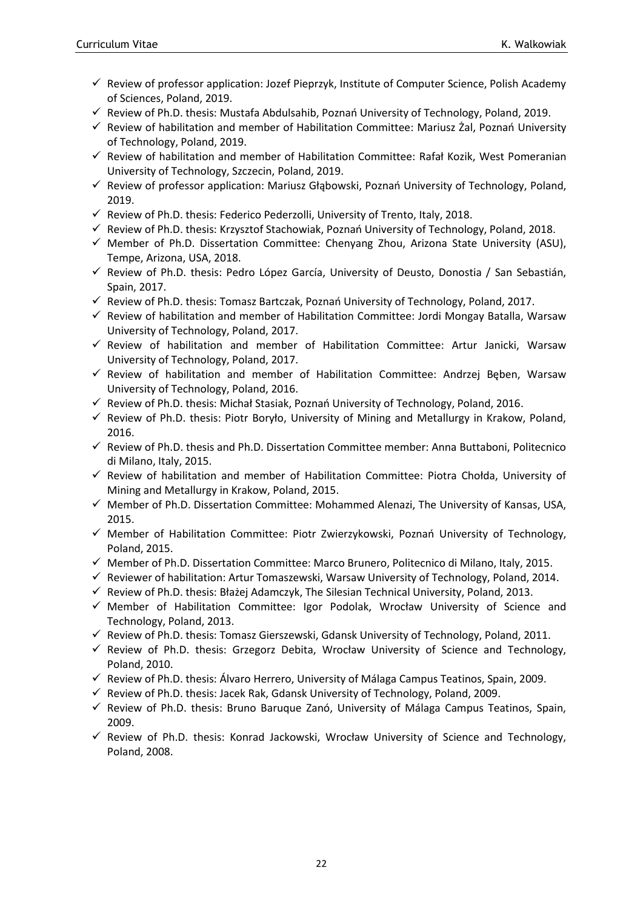- ✓ Review of professor application: Jozef Pieprzyk, Institute of Computer Science, Polish Academy of Sciences, Poland, 2019.
- ✓ Review of Ph.D. thesis: Mustafa Abdulsahib, Poznań University of Technology, Poland, 2019.
- ✓ Review of habilitation and member of Habilitation Committee: Mariusz Żal, Poznań University of Technology, Poland, 2019.
- ✓ Review of habilitation and member of Habilitation Committee: Rafał Kozik, West Pomeranian University of Technology, Szczecin, Poland, 2019.
- ✓ Review of professor application: Mariusz Głąbowski, Poznań University of Technology, Poland, 2019.
- ✓ Review of Ph.D. thesis: Federico Pederzolli, University of Trento, Italy, 2018.
- ✓ Review of Ph.D. thesis: Krzysztof Stachowiak, Poznań University of Technology, Poland, 2018.
- ✓ Member of Ph.D. Dissertation Committee: Chenyang Zhou, Arizona State University (ASU), Tempe, Arizona, USA, 2018.
- ✓ Review of Ph.D. thesis: Pedro López García, University of Deusto, Donostia / San Sebastián, Spain, 2017.
- ✓ Review of Ph.D. thesis: Tomasz Bartczak, Poznań University of Technology, Poland, 2017.
- ✓ Review of habilitation and member of Habilitation Committee: Jordi Mongay Batalla, Warsaw University of Technology, Poland, 2017.
- ✓ Review of habilitation and member of Habilitation Committee: Artur Janicki, Warsaw University of Technology, Poland, 2017.
- ✓ Review of habilitation and member of Habilitation Committee: Andrzej Bęben, Warsaw University of Technology, Poland, 2016.
- ✓ Review of Ph.D. thesis: Michał Stasiak, Poznań University of Technology, Poland, 2016.
- ✓ Review of Ph.D. thesis: Piotr Boryło, University of Mining and Metallurgy in Krakow, Poland, 2016.
- ✓ Review of Ph.D. thesis and Ph.D. Dissertation Committee member: Anna Buttaboni, Politecnico di Milano, Italy, 2015.
- ✓ Review of habilitation and member of Habilitation Committee: Piotra Chołda, University of Mining and Metallurgy in Krakow, Poland, 2015.
- ✓ Member of Ph.D. Dissertation Committee: Mohammed Alenazi, The University of Kansas, USA, 2015.
- ✓ Member of Habilitation Committee: Piotr Zwierzykowski, Poznań University of Technology, Poland, 2015.
- ✓ Member of Ph.D. Dissertation Committee: Marco Brunero, Politecnico di Milano, Italy, 2015.
- ✓ Reviewer of habilitation: Artur Tomaszewski, Warsaw University of Technology, Poland, 2014.
- ✓ Review of Ph.D. thesis: Błażej Adamczyk, The Silesian Technical University, Poland, 2013.
- ✓ Member of Habilitation Committee: Igor Podolak, Wrocław University of Science and Technology, Poland, 2013.
- ✓ Review of Ph.D. thesis: Tomasz Gierszewski, Gdansk University of Technology, Poland, 2011.
- ✓ Review of Ph.D. thesis: Grzegorz Debita, Wrocław University of Science and Technology, Poland, 2010.
- ✓ Review of Ph.D. thesis: Álvaro Herrero, University of Málaga Campus Teatinos, Spain, 2009.
- ✓ Review of Ph.D. thesis: Jacek Rak, Gdansk University of Technology, Poland, 2009.
- ✓ Review of Ph.D. thesis: Bruno Baruque Zanó, University of Málaga Campus Teatinos, Spain, 2009.
- ✓ Review of Ph.D. thesis: Konrad Jackowski, Wrocław University of Science and Technology, Poland, 2008.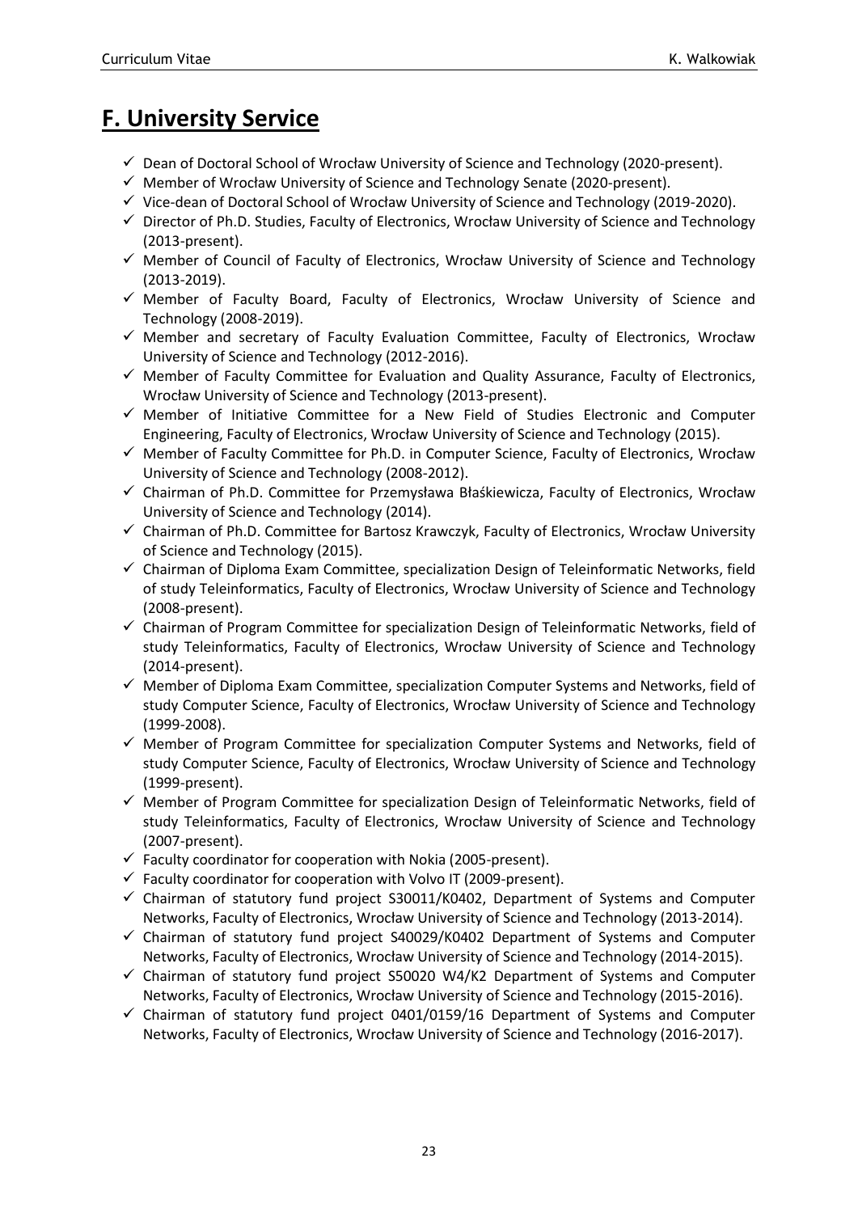# F. University Service

- ✓ Dean of Doctoral School of Wrocław University of Science and Technology (2020-present).
- ✓ Member of Wrocław University of Science and Technology Senate (2020-present).
- ✓ Vice-dean of Doctoral School of Wrocław University of Science and Technology (2019-2020).
- ✓ Director of Ph.D. Studies, Faculty of Electronics, Wrocław University of Science and Technology (2013-present).
- ✓ Member of Council of Faculty of Electronics, Wrocław University of Science and Technology (2013-2019).
- ✓ Member of Faculty Board, Faculty of Electronics, Wrocław University of Science and Technology (2008-2019).
- ✓ Member and secretary of Faculty Evaluation Committee, Faculty of Electronics, Wrocław University of Science and Technology (2012-2016).
- ✓ Member of Faculty Committee for Evaluation and Quality Assurance, Faculty of Electronics, Wrocław University of Science and Technology (2013-present).
- ✓ Member of Initiative Committee for a New Field of Studies Electronic and Computer Engineering, Faculty of Electronics, Wrocław University of Science and Technology (2015).
- ✓ Member of Faculty Committee for Ph.D. in Computer Science, Faculty of Electronics, Wrocław University of Science and Technology (2008-2012).
- ✓ Chairman of Ph.D. Committee for Przemysława Błaśkiewicza, Faculty of Electronics, Wrocław University of Science and Technology (2014).
- ✓ Chairman of Ph.D. Committee for Bartosz Krawczyk, Faculty of Electronics, Wrocław University of Science and Technology (2015).
- ✓ Chairman of Diploma Exam Committee, specialization Design of Teleinformatic Networks, field of study Teleinformatics, Faculty of Electronics, Wrocław University of Science and Technology (2008-present).
- ✓ Chairman of Program Committee for specialization Design of Teleinformatic Networks, field of study Teleinformatics, Faculty of Electronics, Wrocław University of Science and Technology (2014-present).
- ✓ Member of Diploma Exam Committee, specialization Computer Systems and Networks, field of study Computer Science, Faculty of Electronics, Wrocław University of Science and Technology (1999-2008).
- ✓ Member of Program Committee for specialization Computer Systems and Networks, field of study Computer Science, Faculty of Electronics, Wrocław University of Science and Technology (1999-present).
- ✓ Member of Program Committee for specialization Design of Teleinformatic Networks, field of study Teleinformatics, Faculty of Electronics, Wrocław University of Science and Technology (2007-present).
- ✓ Faculty coordinator for cooperation with Nokia (2005-present).
- ✓ Faculty coordinator for cooperation with Volvo IT (2009-present).
- ✓ Chairman of statutory fund project S30011/K0402, Department of Systems and Computer Networks, Faculty of Electronics, Wrocław University of Science and Technology (2013-2014).
- ✓ Chairman of statutory fund project S40029/K0402 Department of Systems and Computer Networks, Faculty of Electronics, Wrocław University of Science and Technology (2014-2015).
- ✓ Chairman of statutory fund project S50020 W4/K2 Department of Systems and Computer Networks, Faculty of Electronics, Wrocław University of Science and Technology (2015-2016).
- ✓ Chairman of statutory fund project 0401/0159/16 Department of Systems and Computer Networks, Faculty of Electronics, Wrocław University of Science and Technology (2016-2017).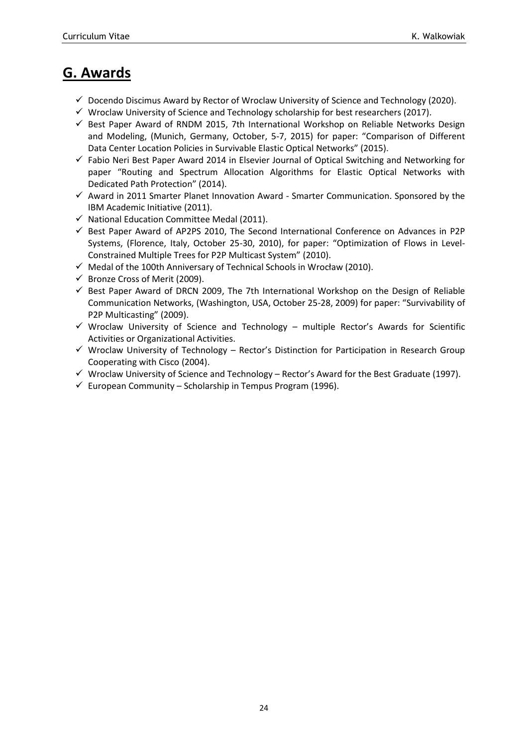## G. Awards

- ✓ Docendo Discimus Award by Rector of Wroclaw University of Science and Technology (2020).
- ✓ Wroclaw University of Science and Technology scholarship for best researchers (2017).
- ✓ Best Paper Award of RNDM 2015, 7th International Workshop on Reliable Networks Design and Modeling, (Munich, Germany, October, 5-7, 2015) for paper: "Comparison of Different Data Center Location Policies in Survivable Elastic Optical Networks" (2015).
- ✓ Fabio Neri Best Paper Award 2014 in Elsevier Journal of Optical Switching and Networking for paper "Routing and Spectrum Allocation Algorithms for Elastic Optical Networks with Dedicated Path Protection" (2014).
- ✓ Award in 2011 Smarter Planet Innovation Award - Smarter Communication. Sponsored by the IBM Academic Initiative (2011).
- ✓ National Education Committee Medal (2011).
- ✓ Best Paper Award of AP2PS 2010, The Second International Conference on Advances in P2P Systems, (Florence, Italy, October 25-30, 2010), for paper: "Optimization of Flows in Level-Constrained Multiple Trees for P2P Multicast System" (2010).
- ✓ Medal of the 100th Anniversary of Technical Schools in Wrocław (2010).
- ✓ Bronze Cross of Merit (2009).
- ✓ Best Paper Award of DRCN 2009, The 7th International Workshop on the Design of Reliable Communication Networks, (Washington, USA, October 25-28, 2009) for paper: "Survivability of P2P Multicasting" (2009).
- ✓ Wroclaw University of Science and Technology – multiple Rector's Awards for Scientific Activities or Organizational Activities.
- ✓ Wroclaw University of Technology – Rector's Distinction for Participation in Research Group Cooperating with Cisco (2004).
- ✓ Wroclaw University of Science and Technology – Rector's Award for the Best Graduate (1997).
- ✓ European Community – Scholarship in Tempus Program (1996).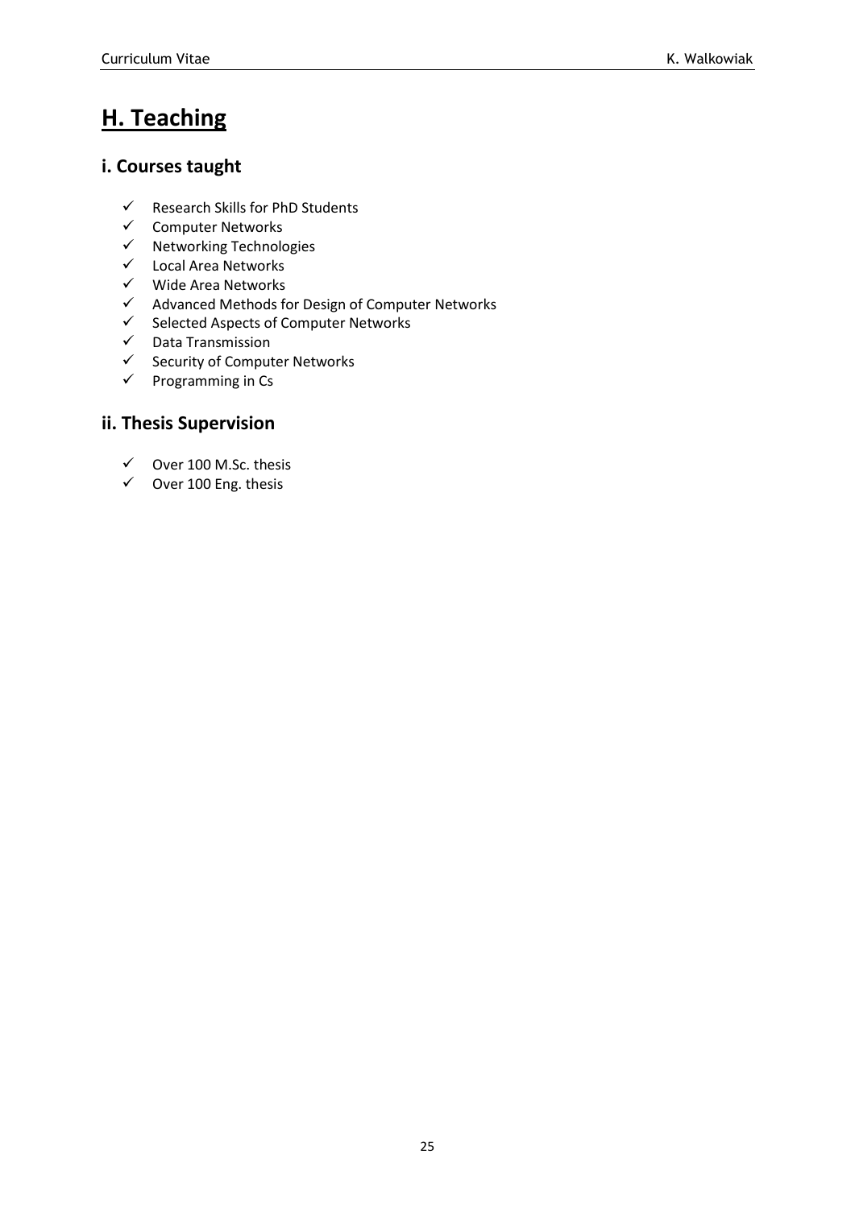# H. Teaching

## i. Courses taught

- ✓ Research Skills for PhD Students
- ✓ Computer Networks
- ✓ Networking Technologies
- ✓ Local Area Networks
- ✓ Wide Area Networks
- ✓ Advanced Methods for Design of Computer Networks
- ✓ Selected Aspects of Computer Networks
- ✓ Data Transmission
- ✓ Security of Computer Networks
- ✓ Programming in Cs

## ii. Thesis Supervision

- ✓ Over 100 M.Sc. thesis
- ✓ Over 100 Eng. thesis